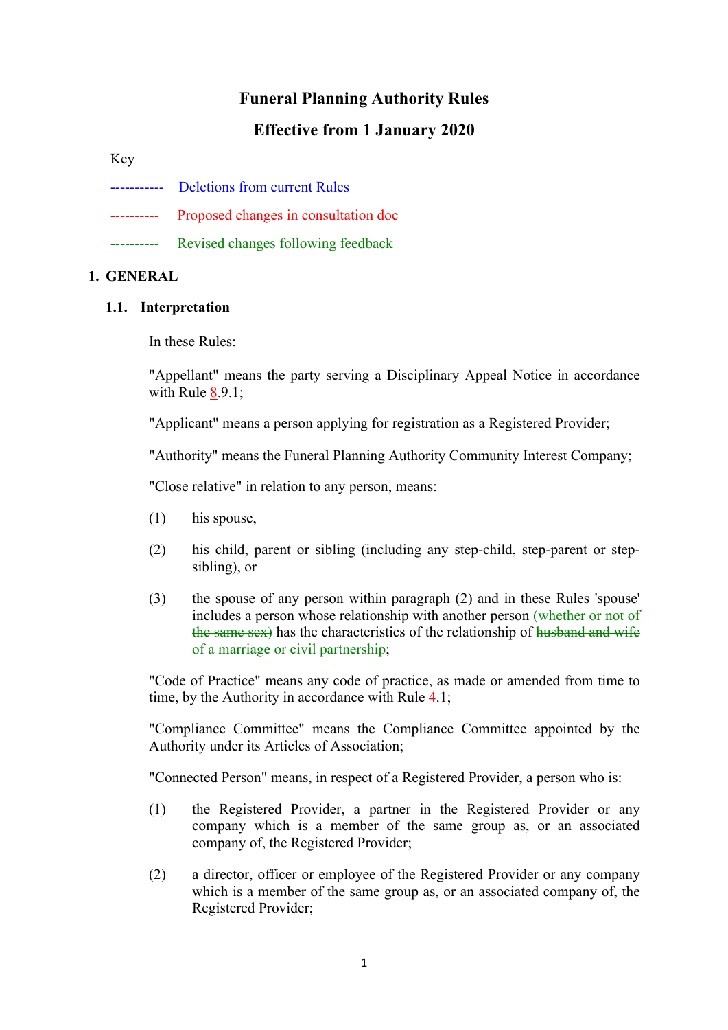# Funeral Planning Authority Rules

## Effective from 1 January 2020

Key

----------- Deletions from current Rules

---------- Proposed changes in consultation doc

---------- Revised changes following feedback

## 1. GENERAL

### 1.1. Interpretation

In these Rules:

"Appellant" means the party serving a Disciplinary Appeal Notice in accordance with Rule 8.9.1;

"Applicant" means a person applying for registration as a Registered Provider;

"Authority" means the Funeral Planning Authority Community Interest Company;

"Close relative" in relation to any person, means:

(1) his spouse,

(2) his child, parent or sibling (including any step-child, step-parent or step-sibling), or

(3) the spouse of any person within paragraph (2) and in these Rules 'spouse' includes a person whose relationship with another person ~~(whether or not of the same sex)~~ has the characteristics of the relationship of ~~husband and wife~~ of a marriage or civil partnership;

"Code of Practice" means any code of practice, as made or amended from time to time, by the Authority in accordance with Rule 4.1;

"Compliance Committee" means the Compliance Committee appointed by the Authority under its Articles of Association;

"Connected Person" means, in respect of a Registered Provider, a person who is:

(1) the Registered Provider, a partner in the Registered Provider or any company which is a member of the same group as, or an associated company of, the Registered Provider;

(2) a director, officer or employee of the Registered Provider or any company which is a member of the same group as, or an associated company of, the Registered Provider;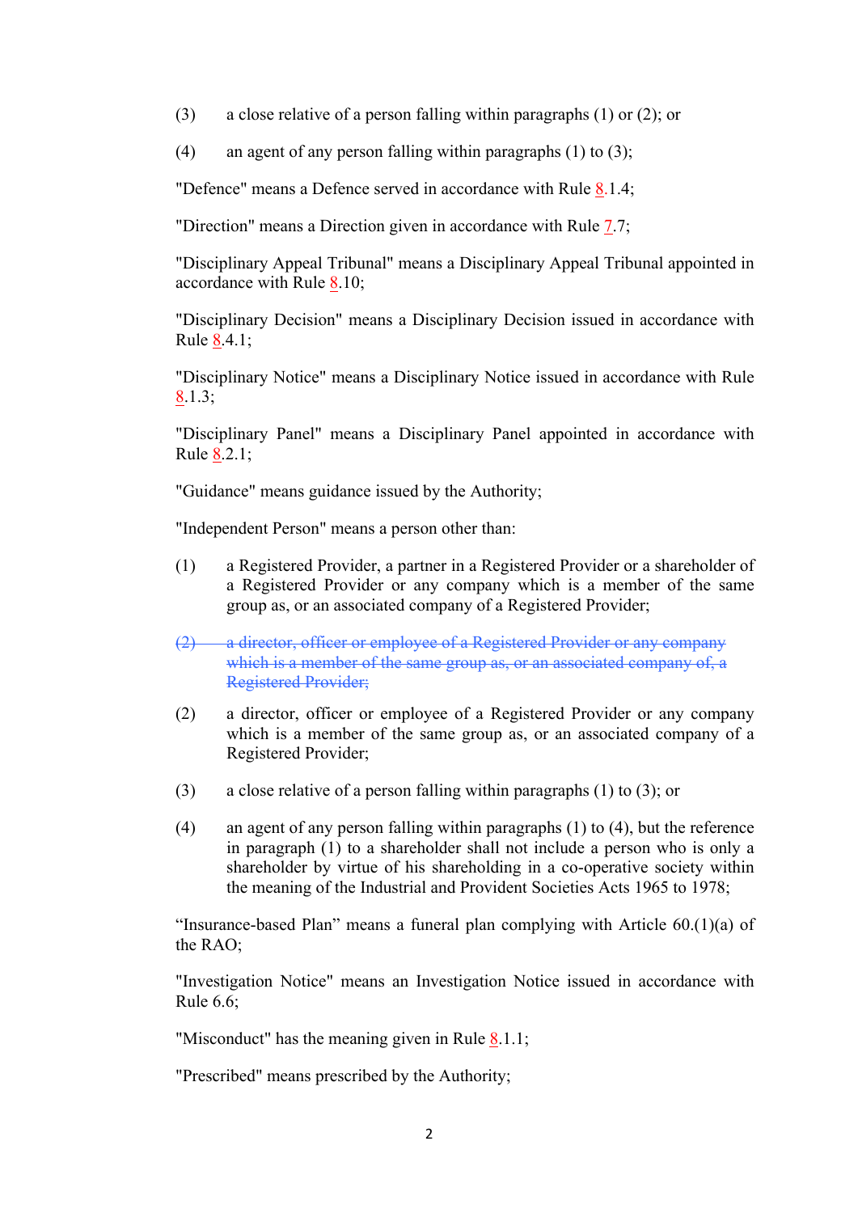(3) a close relative of a person falling within paragraphs (1) or (2); or

(4) an agent of any person falling within paragraphs (1) to (3);

"Defence" means a Defence served in accordance with Rule 8.1.4;

"Direction" means a Direction given in accordance with Rule 7.7;

"Disciplinary Appeal Tribunal" means a Disciplinary Appeal Tribunal appointed in accordance with Rule 8.10;

"Disciplinary Decision" means a Disciplinary Decision issued in accordance with Rule 8.4.1;

"Disciplinary Notice" means a Disciplinary Notice issued in accordance with Rule 8.1.3;

"Disciplinary Panel" means a Disciplinary Panel appointed in accordance with Rule 8.2.1;

"Guidance" means guidance issued by the Authority;

"Independent Person" means a person other than:

(1) a Registered Provider, a partner in a Registered Provider or a shareholder of a Registered Provider or any company which is a member of the same group as, or an associated company of a Registered Provider;

~~(2) a director, officer or employee of a Registered Provider or any company which is a member of the same group as, or an associated company of, a Registered Provider;~~

(2) a director, officer or employee of a Registered Provider or any company which is a member of the same group as, or an associated company of a Registered Provider;

(3) a close relative of a person falling within paragraphs (1) to (3); or

(4) an agent of any person falling within paragraphs (1) to (4), but the reference in paragraph (1) to a shareholder shall not include a person who is only a shareholder by virtue of his shareholding in a co-operative society within the meaning of the Industrial and Provident Societies Acts 1965 to 1978;

“Insurance-based Plan” means a funeral plan complying with Article 60.(1)(a) of the RAO;

"Investigation Notice" means an Investigation Notice issued in accordance with Rule 6.6;

"Misconduct" has the meaning given in Rule 8.1.1;

"Prescribed" means prescribed by the Authority;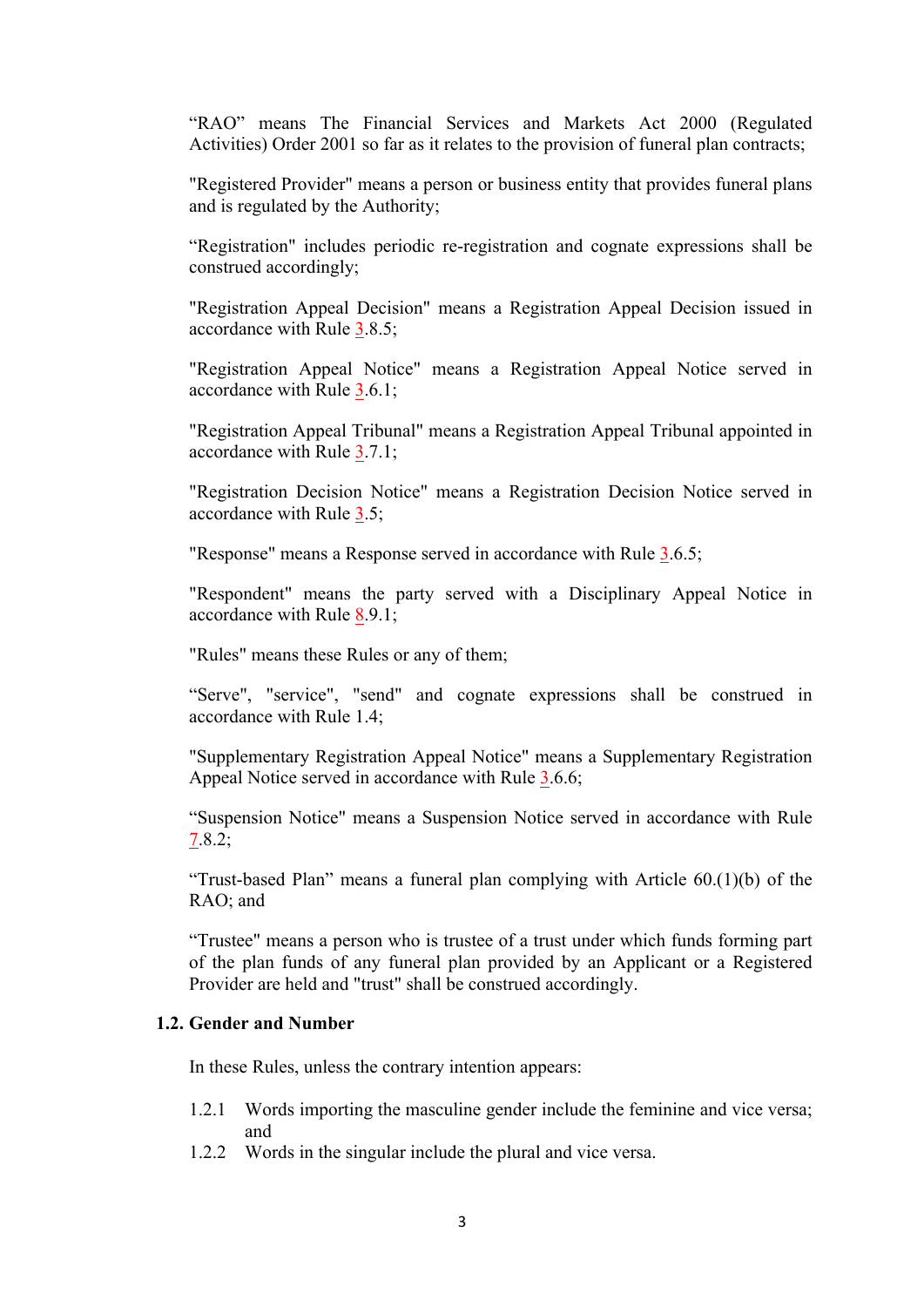"RAO" means The Financial Services and Markets Act 2000 (Regulated Activities) Order 2001 so far as it relates to the provision of funeral plan contracts;

"Registered Provider" means a person or business entity that provides funeral plans and is regulated by the Authority;

"Registration" includes periodic re-registration and cognate expressions shall be construed accordingly;

"Registration Appeal Decision" means a Registration Appeal Decision issued in accordance with Rule 3.8.5;

"Registration Appeal Notice" means a Registration Appeal Notice served in accordance with Rule 3.6.1;

"Registration Appeal Tribunal" means a Registration Appeal Tribunal appointed in accordance with Rule 3.7.1;

"Registration Decision Notice" means a Registration Decision Notice served in accordance with Rule 3.5;

"Response" means a Response served in accordance with Rule 3.6.5;

"Respondent" means the party served with a Disciplinary Appeal Notice in accordance with Rule 8.9.1;

"Rules" means these Rules or any of them;

"Serve", "service", "send" and cognate expressions shall be construed in accordance with Rule 1.4;

"Supplementary Registration Appeal Notice" means a Supplementary Registration Appeal Notice served in accordance with Rule 3.6.6;

"Suspension Notice" means a Suspension Notice served in accordance with Rule 7.8.2;

"Trust-based Plan" means a funeral plan complying with Article 60.(1)(b) of the RAO; and

"Trustee" means a person who is trustee of a trust under which funds forming part of the plan funds of any funeral plan provided by an Applicant or a Registered Provider are held and "trust" shall be construed accordingly.

### 1.2. Gender and Number

In these Rules, unless the contrary intention appears:

1.2.1 Words importing the masculine gender include the feminine and vice versa; and

1.2.2 Words in the singular include the plural and vice versa.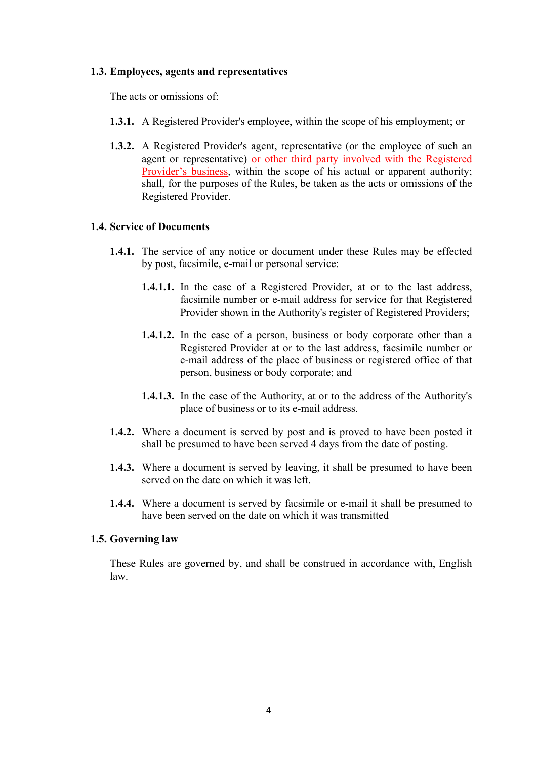### 1.3. Employees, agents and representatives

The acts or omissions of:

**1.3.1.** A Registered Provider's employee, within the scope of his employment; or

**1.3.2.** A Registered Provider's agent, representative (or the employee of such an agent or representative) <u>or other third party involved with the Registered Provider's business</u>, within the scope of his actual or apparent authority; shall, for the purposes of the Rules, be taken as the acts or omissions of the Registered Provider.

### 1.4. Service of Documents

**1.4.1.** The service of any notice or document under these Rules may be effected by post, facsimile, e-mail or personal service:

**1.4.1.1.** In the case of a Registered Provider, at or to the last address, facsimile number or e-mail address for service for that Registered Provider shown in the Authority's register of Registered Providers;

**1.4.1.2.** In the case of a person, business or body corporate other than a Registered Provider at or to the last address, facsimile number or e-mail address of the place of business or registered office of that person, business or body corporate; and

**1.4.1.3.** In the case of the Authority, at or to the address of the Authority's place of business or to its e-mail address.

**1.4.2.** Where a document is served by post and is proved to have been posted it shall be presumed to have been served 4 days from the date of posting.

**1.4.3.** Where a document is served by leaving, it shall be presumed to have been served on the date on which it was left.

**1.4.4.** Where a document is served by facsimile or e-mail it shall be presumed to have been served on the date on which it was transmitted

### 1.5. Governing law

These Rules are governed by, and shall be construed in accordance with, English law.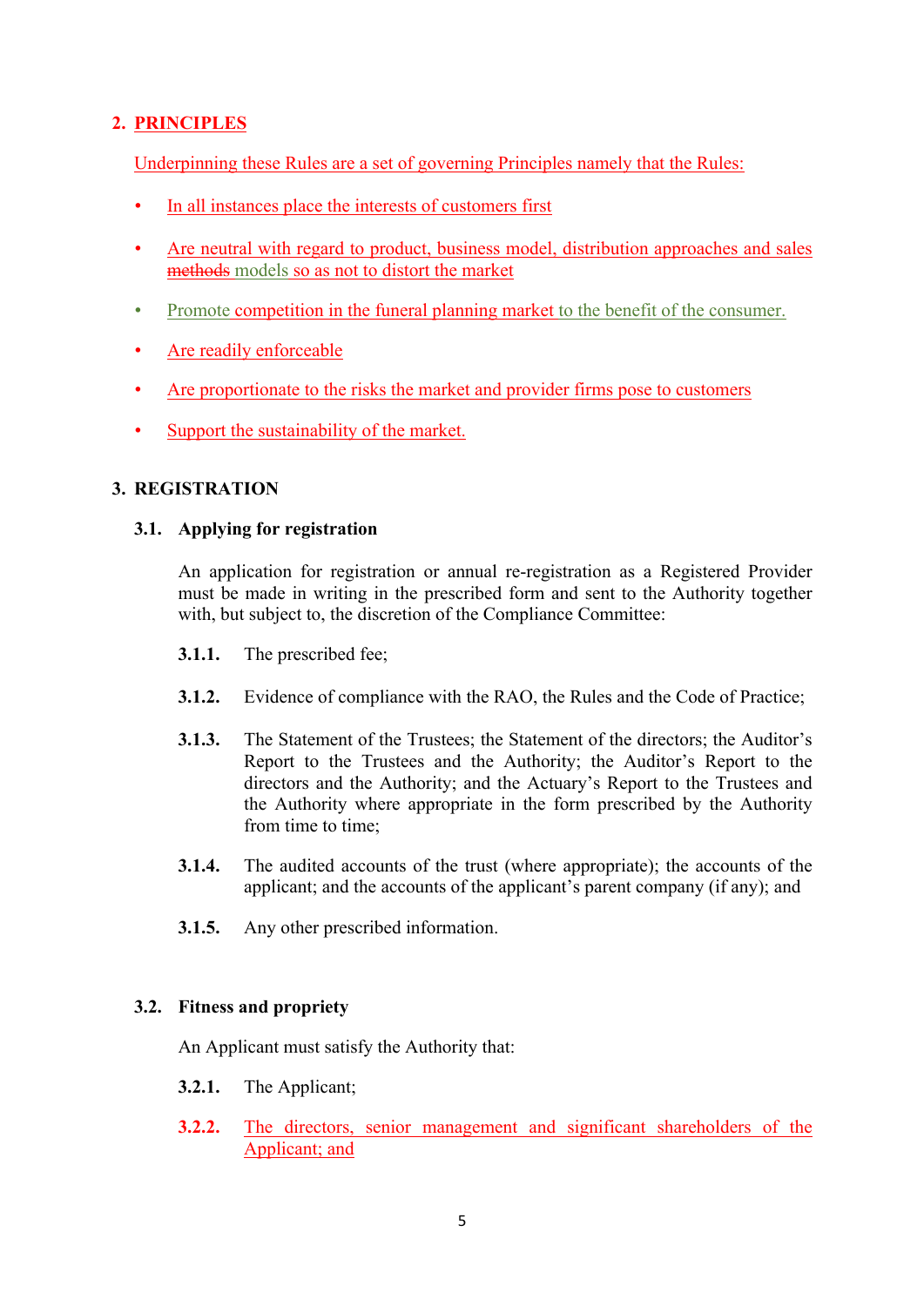## 2. PRINCIPLES

Underpinning these Rules are a set of governing Principles namely that the Rules:

- In all instances place the interests of customers first
- Are neutral with regard to product, business model, distribution approaches and sales ~~methods~~ models so as not to distort the market
- Promote competition in the funeral planning market to the benefit of the consumer.
- Are readily enforceable
- Are proportionate to the risks the market and provider firms pose to customers
- Support the sustainability of the market.

## 3. REGISTRATION

### 3.1. Applying for registration

An application for registration or annual re-registration as a Registered Provider must be made in writing in the prescribed form and sent to the Authority together with, but subject to, the discretion of the Compliance Committee:

**3.1.1.** The prescribed fee;

**3.1.2.** Evidence of compliance with the RAO, the Rules and the Code of Practice;

**3.1.3.** The Statement of the Trustees; the Statement of the directors; the Auditor's Report to the Trustees and the Authority; the Auditor's Report to the directors and the Authority; and the Actuary's Report to the Trustees and the Authority where appropriate in the form prescribed by the Authority from time to time;

**3.1.4.** The audited accounts of the trust (where appropriate); the accounts of the applicant; and the accounts of the applicant's parent company (if any); and

**3.1.5.** Any other prescribed information.

### 3.2. Fitness and propriety

An Applicant must satisfy the Authority that:

**3.2.1.** The Applicant;

**3.2.2.** The directors, senior management and significant shareholders of the Applicant; and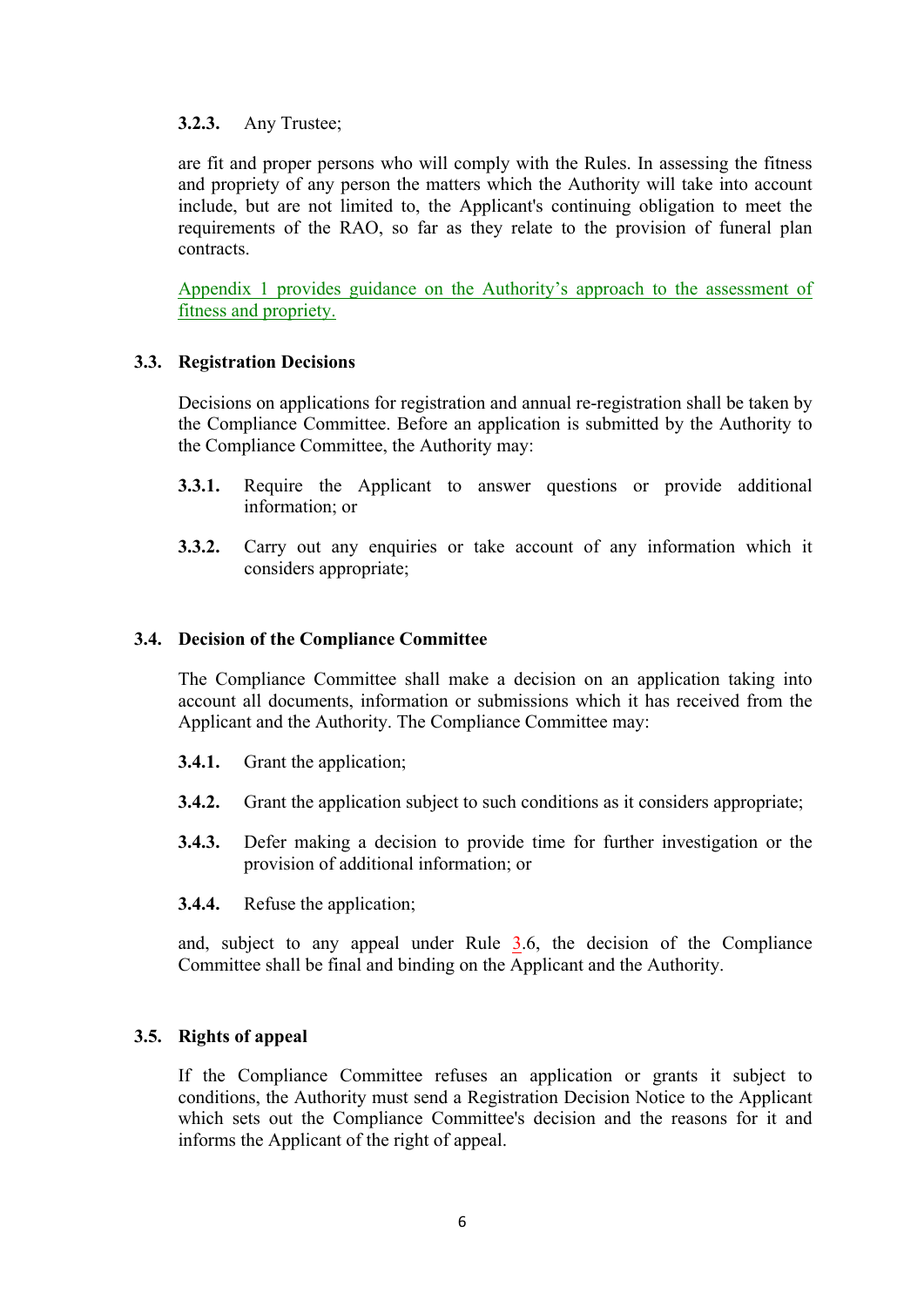**3.2.3.** Any Trustee;

are fit and proper persons who will comply with the Rules. In assessing the fitness and propriety of any person the matters which the Authority will take into account include, but are not limited to, the Applicant's continuing obligation to meet the requirements of the RAO, so far as they relate to the provision of funeral plan contracts.

Appendix 1 provides guidance on the Authority's approach to the assessment of fitness and propriety.

### 3.3. Registration Decisions

Decisions on applications for registration and annual re-registration shall be taken by the Compliance Committee. Before an application is submitted by the Authority to the Compliance Committee, the Authority may:

**3.3.1.** Require the Applicant to answer questions or provide additional information; or

**3.3.2.** Carry out any enquiries or take account of any information which it considers appropriate;

### 3.4. Decision of the Compliance Committee

The Compliance Committee shall make a decision on an application taking into account all documents, information or submissions which it has received from the Applicant and the Authority. The Compliance Committee may:

**3.4.1.** Grant the application;

**3.4.2.** Grant the application subject to such conditions as it considers appropriate;

**3.4.3.** Defer making a decision to provide time for further investigation or the provision of additional information; or

**3.4.4.** Refuse the application;

and, subject to any appeal under Rule 3.6, the decision of the Compliance Committee shall be final and binding on the Applicant and the Authority.

### 3.5. Rights of appeal

If the Compliance Committee refuses an application or grants it subject to conditions, the Authority must send a Registration Decision Notice to the Applicant which sets out the Compliance Committee's decision and the reasons for it and informs the Applicant of the right of appeal.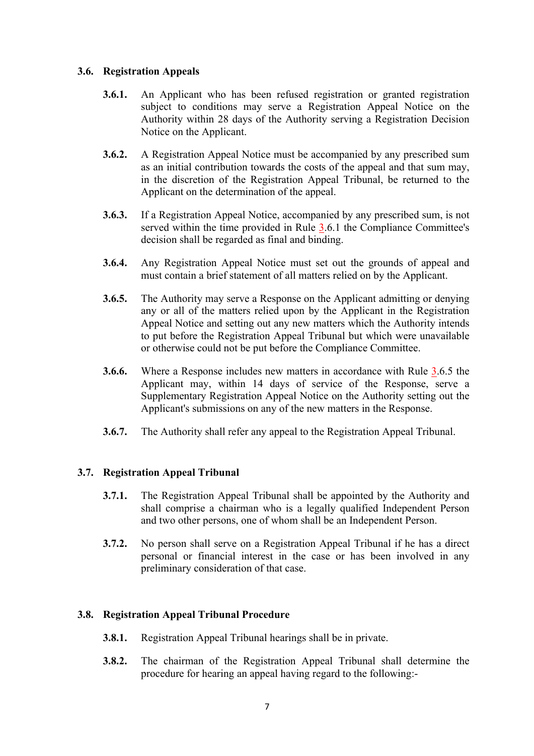### 3.6. Registration Appeals

**3.6.1.** An Applicant who has been refused registration or granted registration subject to conditions may serve a Registration Appeal Notice on the Authority within 28 days of the Authority serving a Registration Decision Notice on the Applicant.

**3.6.2.** A Registration Appeal Notice must be accompanied by any prescribed sum as an initial contribution towards the costs of the appeal and that sum may, in the discretion of the Registration Appeal Tribunal, be returned to the Applicant on the determination of the appeal.

**3.6.3.** If a Registration Appeal Notice, accompanied by any prescribed sum, is not served within the time provided in Rule 3.6.1 the Compliance Committee's decision shall be regarded as final and binding.

**3.6.4.** Any Registration Appeal Notice must set out the grounds of appeal and must contain a brief statement of all matters relied on by the Applicant.

**3.6.5.** The Authority may serve a Response on the Applicant admitting or denying any or all of the matters relied upon by the Applicant in the Registration Appeal Notice and setting out any new matters which the Authority intends to put before the Registration Appeal Tribunal but which were unavailable or otherwise could not be put before the Compliance Committee.

**3.6.6.** Where a Response includes new matters in accordance with Rule 3.6.5 the Applicant may, within 14 days of service of the Response, serve a Supplementary Registration Appeal Notice on the Authority setting out the Applicant's submissions on any of the new matters in the Response.

**3.6.7.** The Authority shall refer any appeal to the Registration Appeal Tribunal.

### 3.7. Registration Appeal Tribunal

**3.7.1.** The Registration Appeal Tribunal shall be appointed by the Authority and shall comprise a chairman who is a legally qualified Independent Person and two other persons, one of whom shall be an Independent Person.

**3.7.2.** No person shall serve on a Registration Appeal Tribunal if he has a direct personal or financial interest in the case or has been involved in any preliminary consideration of that case.

### 3.8. Registration Appeal Tribunal Procedure

**3.8.1.** Registration Appeal Tribunal hearings shall be in private.

**3.8.2.** The chairman of the Registration Appeal Tribunal shall determine the procedure for hearing an appeal having regard to the following:-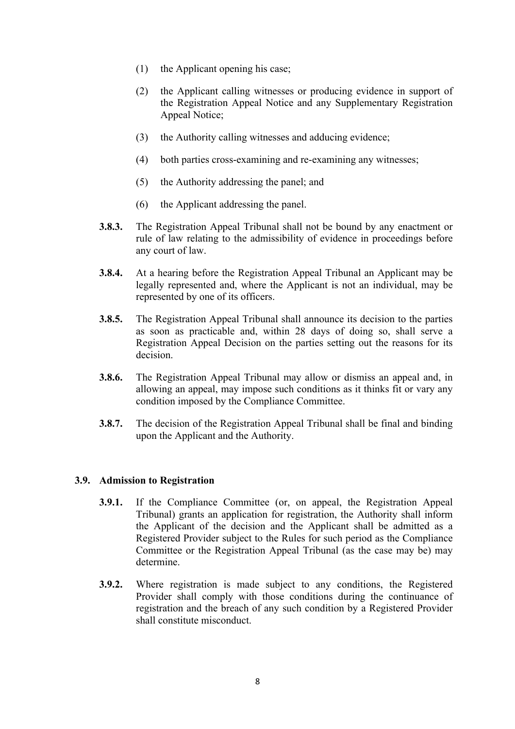(1) the Applicant opening his case;

(2) the Applicant calling witnesses or producing evidence in support of the Registration Appeal Notice and any Supplementary Registration Appeal Notice;

(3) the Authority calling witnesses and adducing evidence;

(4) both parties cross-examining and re-examining any witnesses;

(5) the Authority addressing the panel; and

(6) the Applicant addressing the panel.

**3.8.3.** The Registration Appeal Tribunal shall not be bound by any enactment or rule of law relating to the admissibility of evidence in proceedings before any court of law.

**3.8.4.** At a hearing before the Registration Appeal Tribunal an Applicant may be legally represented and, where the Applicant is not an individual, may be represented by one of its officers.

**3.8.5.** The Registration Appeal Tribunal shall announce its decision to the parties as soon as practicable and, within 28 days of doing so, shall serve a Registration Appeal Decision on the parties setting out the reasons for its decision.

**3.8.6.** The Registration Appeal Tribunal may allow or dismiss an appeal and, in allowing an appeal, may impose such conditions as it thinks fit or vary any condition imposed by the Compliance Committee.

**3.8.7.** The decision of the Registration Appeal Tribunal shall be final and binding upon the Applicant and the Authority.

### 3.9. Admission to Registration

**3.9.1.** If the Compliance Committee (or, on appeal, the Registration Appeal Tribunal) grants an application for registration, the Authority shall inform the Applicant of the decision and the Applicant shall be admitted as a Registered Provider subject to the Rules for such period as the Compliance Committee or the Registration Appeal Tribunal (as the case may be) may determine.

**3.9.2.** Where registration is made subject to any conditions, the Registered Provider shall comply with those conditions during the continuance of registration and the breach of any such condition by a Registered Provider shall constitute misconduct.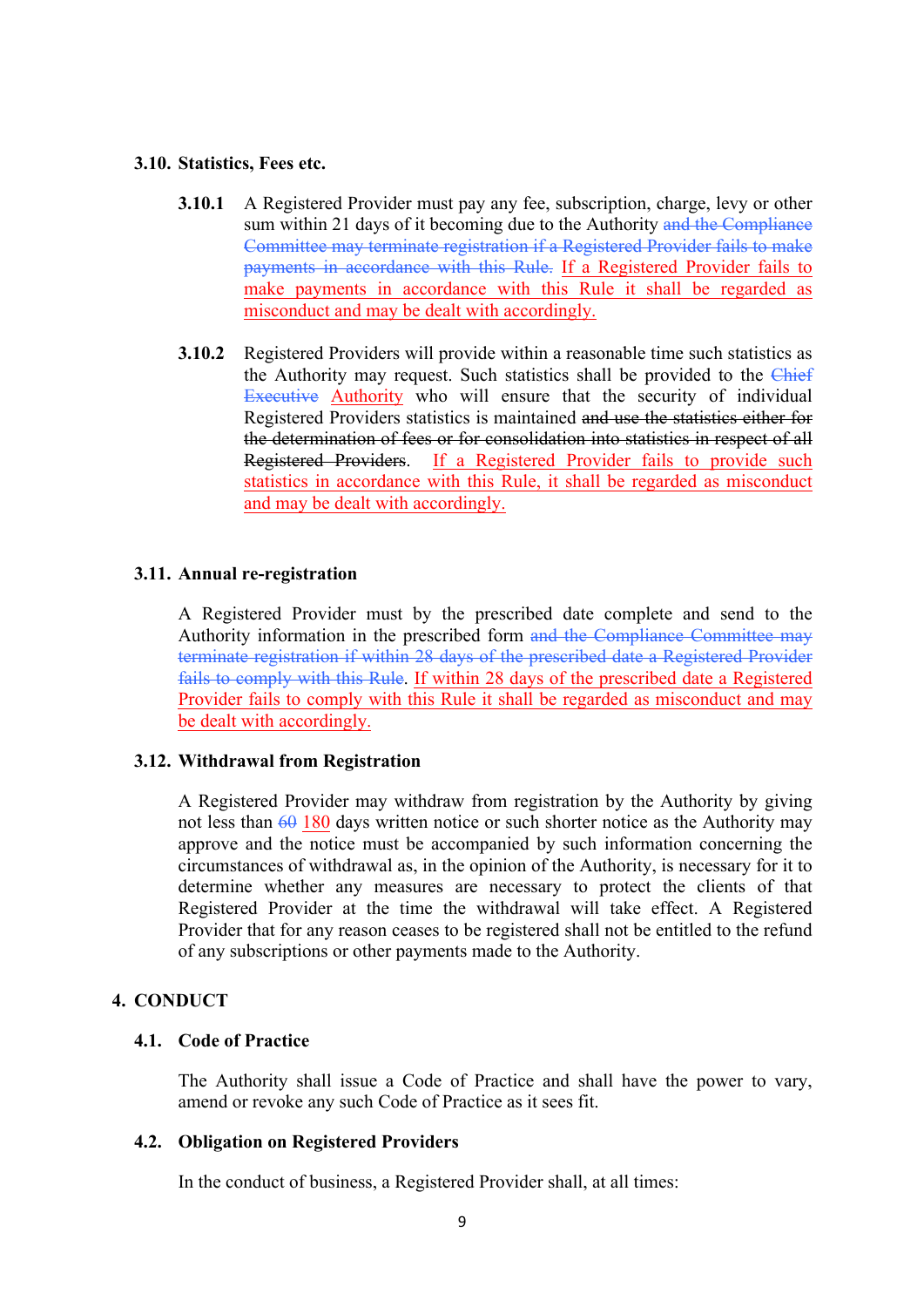### 3.10. Statistics, Fees etc.

**3.10.1** A Registered Provider must pay any fee, subscription, charge, levy or other sum within 21 days of it becoming due to the Authority ~~and the Compliance Committee may terminate registration if a Registered Provider fails to make payments in accordance with this Rule.~~ <ins>If a Registered Provider fails to make payments in accordance with this Rule it shall be regarded as misconduct and may be dealt with accordingly.</ins>

**3.10.2** Registered Providers will provide within a reasonable time such statistics as the Authority may request. Such statistics shall be provided to the ~~Chief Executive~~ <ins>Authority</ins> who will ensure that the security of individual Registered Providers statistics is maintained ~~and use the statistics either for the determination of fees or for consolidation into statistics in respect of all Registered Providers~~. <ins>If a Registered Provider fails to provide such statistics in accordance with this Rule, it shall be regarded as misconduct and may be dealt with accordingly.</ins>

### 3.11. Annual re-registration

A Registered Provider must by the prescribed date complete and send to the Authority information in the prescribed form ~~and the Compliance Committee may terminate registration if within 28 days of the prescribed date a Registered Provider fails to comply with this Rule~~. <ins>If within 28 days of the prescribed date a Registered Provider fails to comply with this Rule it shall be regarded as misconduct and may be dealt with accordingly.</ins>

### 3.12. Withdrawal from Registration

A Registered Provider may withdraw from registration by the Authority by giving not less than ~~60~~ <ins>180</ins> days written notice or such shorter notice as the Authority may approve and the notice must be accompanied by such information concerning the circumstances of withdrawal as, in the opinion of the Authority, is necessary for it to determine whether any measures are necessary to protect the clients of that Registered Provider at the time the withdrawal will take effect. A Registered Provider that for any reason ceases to be registered shall not be entitled to the refund of any subscriptions or other payments made to the Authority.

## 4. CONDUCT

### 4.1. Code of Practice

The Authority shall issue a Code of Practice and shall have the power to vary, amend or revoke any such Code of Practice as it sees fit.

### 4.2. Obligation on Registered Providers

In the conduct of business, a Registered Provider shall, at all times: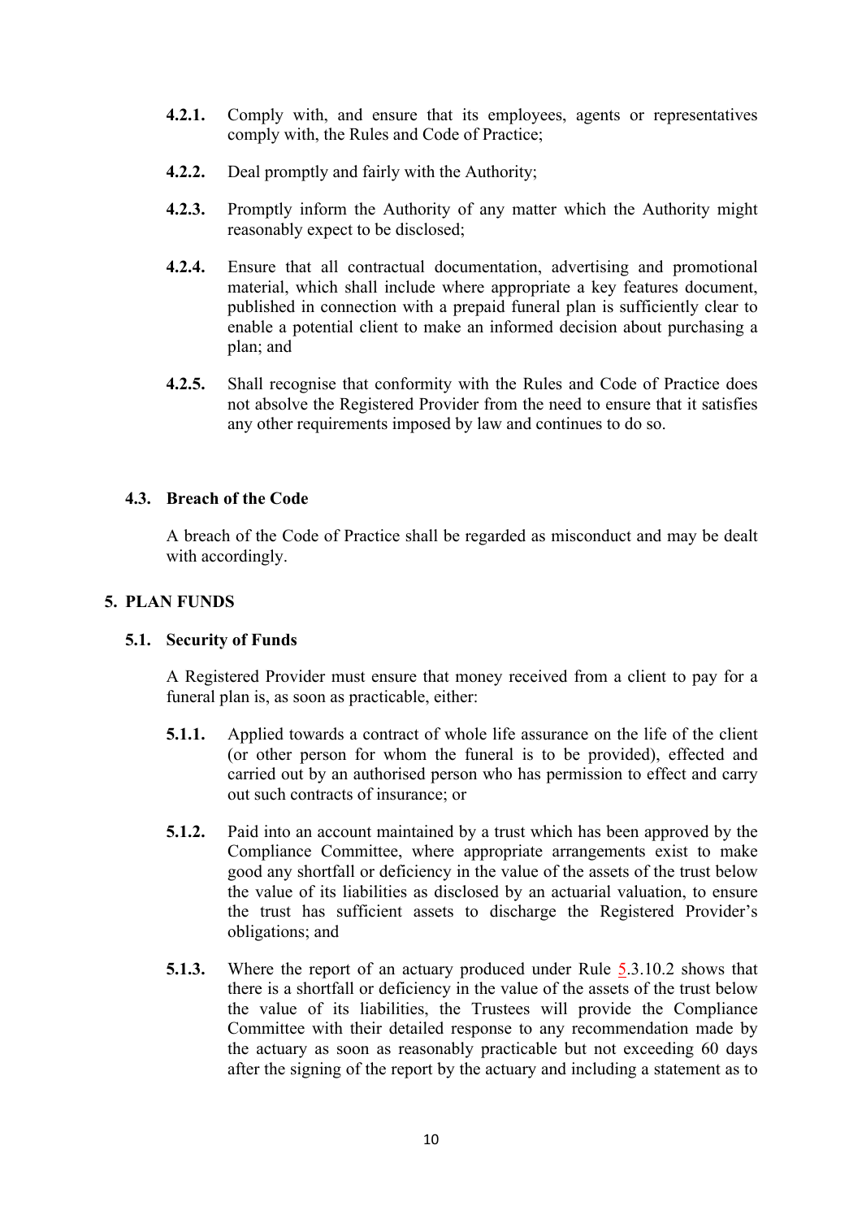**4.2.1.** Comply with, and ensure that its employees, agents or representatives comply with, the Rules and Code of Practice;

**4.2.2.** Deal promptly and fairly with the Authority;

**4.2.3.** Promptly inform the Authority of any matter which the Authority might reasonably expect to be disclosed;

**4.2.4.** Ensure that all contractual documentation, advertising and promotional material, which shall include where appropriate a key features document, published in connection with a prepaid funeral plan is sufficiently clear to enable a potential client to make an informed decision about purchasing a plan; and

**4.2.5.** Shall recognise that conformity with the Rules and Code of Practice does not absolve the Registered Provider from the need to ensure that it satisfies any other requirements imposed by law and continues to do so.

### 4.3. Breach of the Code

A breach of the Code of Practice shall be regarded as misconduct and may be dealt with accordingly.

## 5. PLAN FUNDS

### 5.1. Security of Funds

A Registered Provider must ensure that money received from a client to pay for a funeral plan is, as soon as practicable, either:

**5.1.1.** Applied towards a contract of whole life assurance on the life of the client (or other person for whom the funeral is to be provided), effected and carried out by an authorised person who has permission to effect and carry out such contracts of insurance; or

**5.1.2.** Paid into an account maintained by a trust which has been approved by the Compliance Committee, where appropriate arrangements exist to make good any shortfall or deficiency in the value of the assets of the trust below the value of its liabilities as disclosed by an actuarial valuation, to ensure the trust has sufficient assets to discharge the Registered Provider's obligations; and

**5.1.3.** Where the report of an actuary produced under Rule 5.3.10.2 shows that there is a shortfall or deficiency in the value of the assets of the trust below the value of its liabilities, the Trustees will provide the Compliance Committee with their detailed response to any recommendation made by the actuary as soon as reasonably practicable but not exceeding 60 days after the signing of the report by the actuary and including a statement as to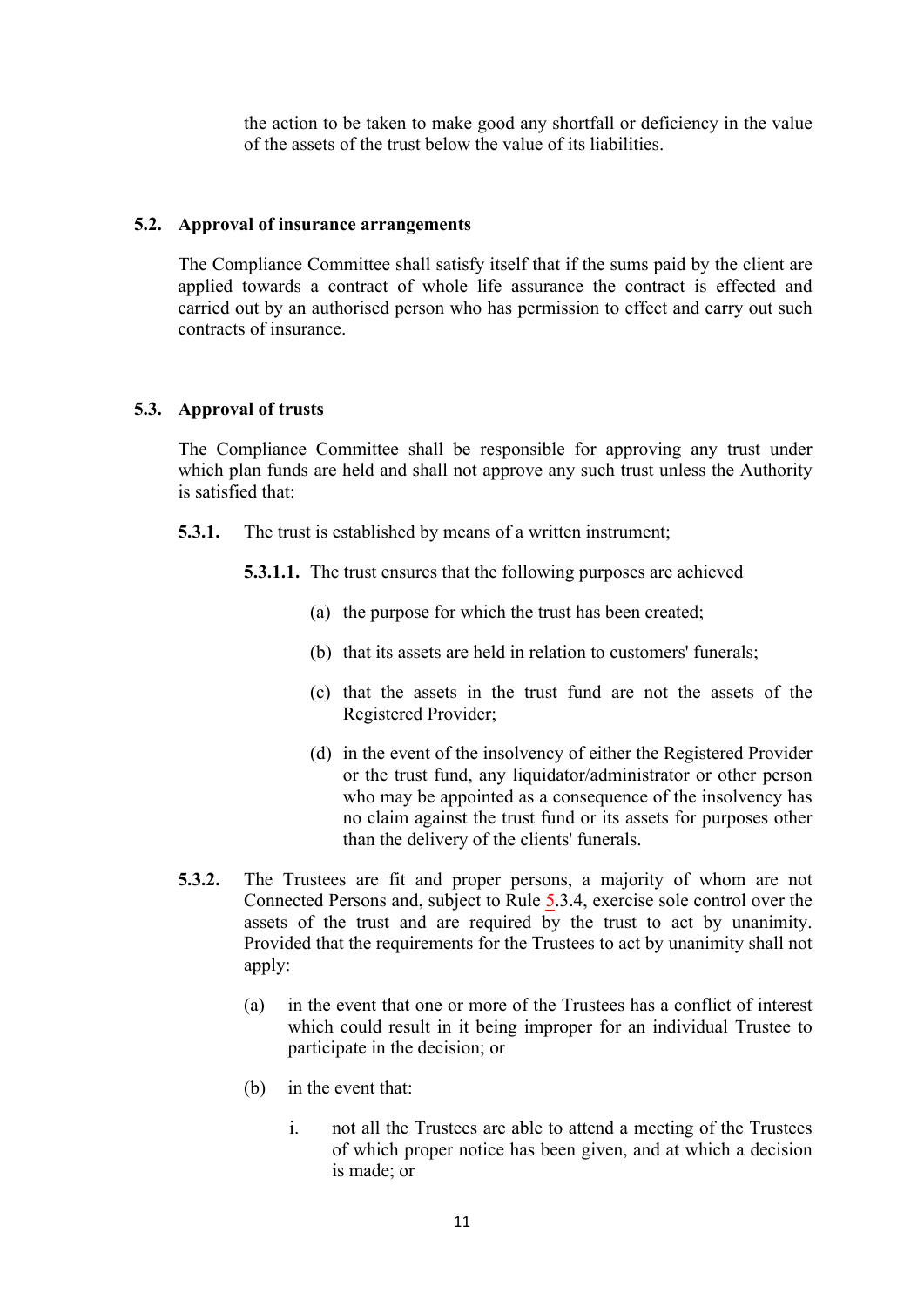the action to be taken to make good any shortfall or deficiency in the value of the assets of the trust below the value of its liabilities.

### 5.2. Approval of insurance arrangements

The Compliance Committee shall satisfy itself that if the sums paid by the client are applied towards a contract of whole life assurance the contract is effected and carried out by an authorised person who has permission to effect and carry out such contracts of insurance.

### 5.3. Approval of trusts

The Compliance Committee shall be responsible for approving any trust under which plan funds are held and shall not approve any such trust unless the Authority is satisfied that:

**5.3.1.** The trust is established by means of a written instrument;

**5.3.1.1.** The trust ensures that the following purposes are achieved

(a) the purpose for which the trust has been created;

(b) that its assets are held in relation to customers' funerals;

(c) that the assets in the trust fund are not the assets of the Registered Provider;

(d) in the event of the insolvency of either the Registered Provider or the trust fund, any liquidator/administrator or other person who may be appointed as a consequence of the insolvency has no claim against the trust fund or its assets for purposes other than the delivery of the clients' funerals.

**5.3.2.** The Trustees are fit and proper persons, a majority of whom are not Connected Persons and, subject to Rule 5.3.4, exercise sole control over the assets of the trust and are required by the trust to act by unanimity. Provided that the requirements for the Trustees to act by unanimity shall not apply:

(a) in the event that one or more of the Trustees has a conflict of interest which could result in it being improper for an individual Trustee to participate in the decision; or

(b) in the event that:

i. not all the Trustees are able to attend a meeting of the Trustees of which proper notice has been given, and at which a decision is made; or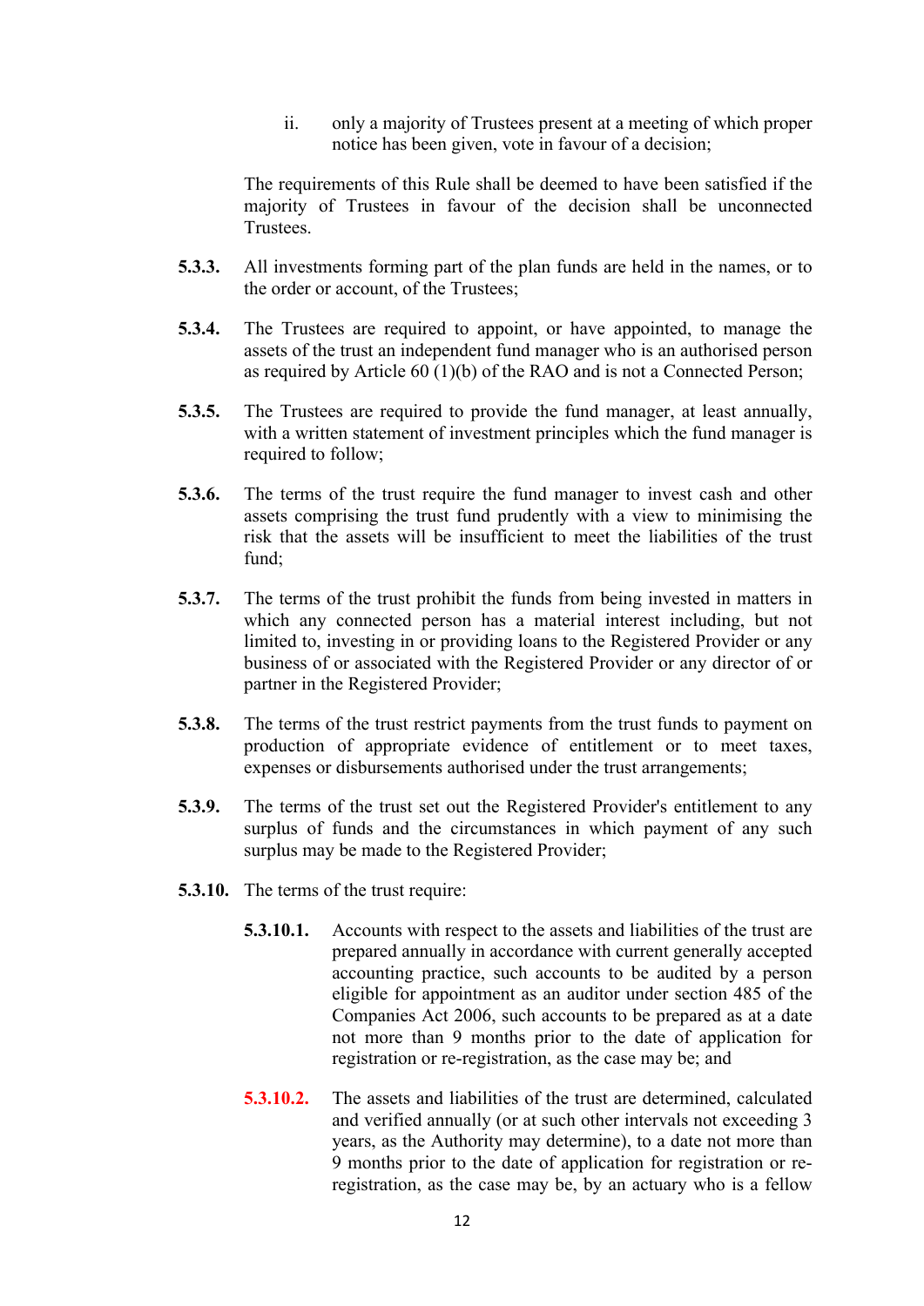ii. only a majority of Trustees present at a meeting of which proper notice has been given, vote in favour of a decision;

The requirements of this Rule shall be deemed to have been satisfied if the majority of Trustees in favour of the decision shall be unconnected Trustees.

**5.3.3.** All investments forming part of the plan funds are held in the names, or to the order or account, of the Trustees;

**5.3.4.** The Trustees are required to appoint, or have appointed, to manage the assets of the trust an independent fund manager who is an authorised person as required by Article 60 (1)(b) of the RAO and is not a Connected Person;

**5.3.5.** The Trustees are required to provide the fund manager, at least annually, with a written statement of investment principles which the fund manager is required to follow;

**5.3.6.** The terms of the trust require the fund manager to invest cash and other assets comprising the trust fund prudently with a view to minimising the risk that the assets will be insufficient to meet the liabilities of the trust fund;

**5.3.7.** The terms of the trust prohibit the funds from being invested in matters in which any connected person has a material interest including, but not limited to, investing in or providing loans to the Registered Provider or any business of or associated with the Registered Provider or any director of or partner in the Registered Provider;

**5.3.8.** The terms of the trust restrict payments from the trust funds to payment on production of appropriate evidence of entitlement or to meet taxes, expenses or disbursements authorised under the trust arrangements;

**5.3.9.** The terms of the trust set out the Registered Provider's entitlement to any surplus of funds and the circumstances in which payment of any such surplus may be made to the Registered Provider;

**5.3.10.** The terms of the trust require:

**5.3.10.1.** Accounts with respect to the assets and liabilities of the trust are prepared annually in accordance with current generally accepted accounting practice, such accounts to be audited by a person eligible for appointment as an auditor under section 485 of the Companies Act 2006, such accounts to be prepared as at a date not more than 9 months prior to the date of application for registration or re-registration, as the case may be; and

**5.3.10.2.** The assets and liabilities of the trust are determined, calculated and verified annually (or at such other intervals not exceeding 3 years, as the Authority may determine), to a date not more than 9 months prior to the date of application for registration or re-registration, as the case may be, by an actuary who is a fellow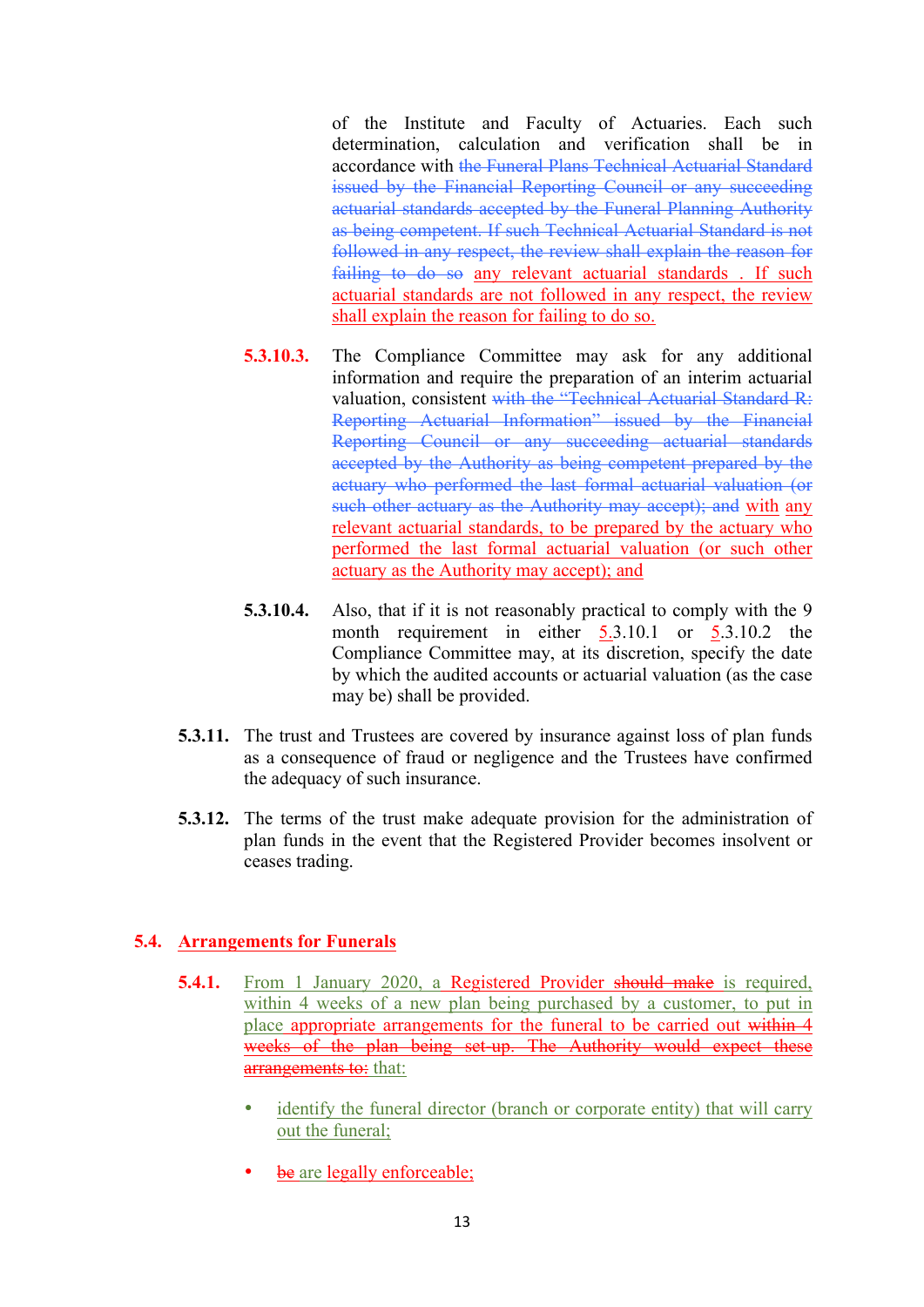of the Institute and Faculty of Actuaries. Each such determination, calculation and verification shall be in accordance with ~~the Funeral Plans Technical Actuarial Standard issued by the Financial Reporting Council or any succeeding actuarial standards accepted by the Funeral Planning Authority as being competent. If such Technical Actuarial Standard is not followed in any respect, the review shall explain the reason for failing to do so~~ any relevant actuarial standards . If such actuarial standards are not followed in any respect, the review shall explain the reason for failing to do so.

**5.3.10.3.** The Compliance Committee may ask for any additional information and require the preparation of an interim actuarial valuation, consistent ~~with the "Technical Actuarial Standard R: Reporting Actuarial Information" issued by the Financial Reporting Council or any succeeding actuarial standards accepted by the Authority as being competent prepared by the actuary who performed the last formal actuarial valuation (or such other actuary as the Authority may accept); and~~ with any relevant actuarial standards, to be prepared by the actuary who performed the last formal actuarial valuation (or such other actuary as the Authority may accept); and

**5.3.10.4.** Also, that if it is not reasonably practical to comply with the 9 month requirement in either 5.3.10.1 or 5.3.10.2 the Compliance Committee may, at its discretion, specify the date by which the audited accounts or actuarial valuation (as the case may be) shall be provided.

**5.3.11.** The trust and Trustees are covered by insurance against loss of plan funds as a consequence of fraud or negligence and the Trustees have confirmed the adequacy of such insurance.

**5.3.12.** The terms of the trust make adequate provision for the administration of plan funds in the event that the Registered Provider becomes insolvent or ceases trading.

## 5.4. Arrangements for Funerals

**5.4.1.** From 1 January 2020, a Registered Provider ~~should make~~ is required, within 4 weeks of a new plan being purchased by a customer, to put in place appropriate arrangements for the funeral to be carried out ~~within 4 weeks of the plan being set up. The Authority would expect these arrangements to:~~ that:

- identify the funeral director (branch or corporate entity) that will carry out the funeral;
- ~~be~~ are legally enforceable;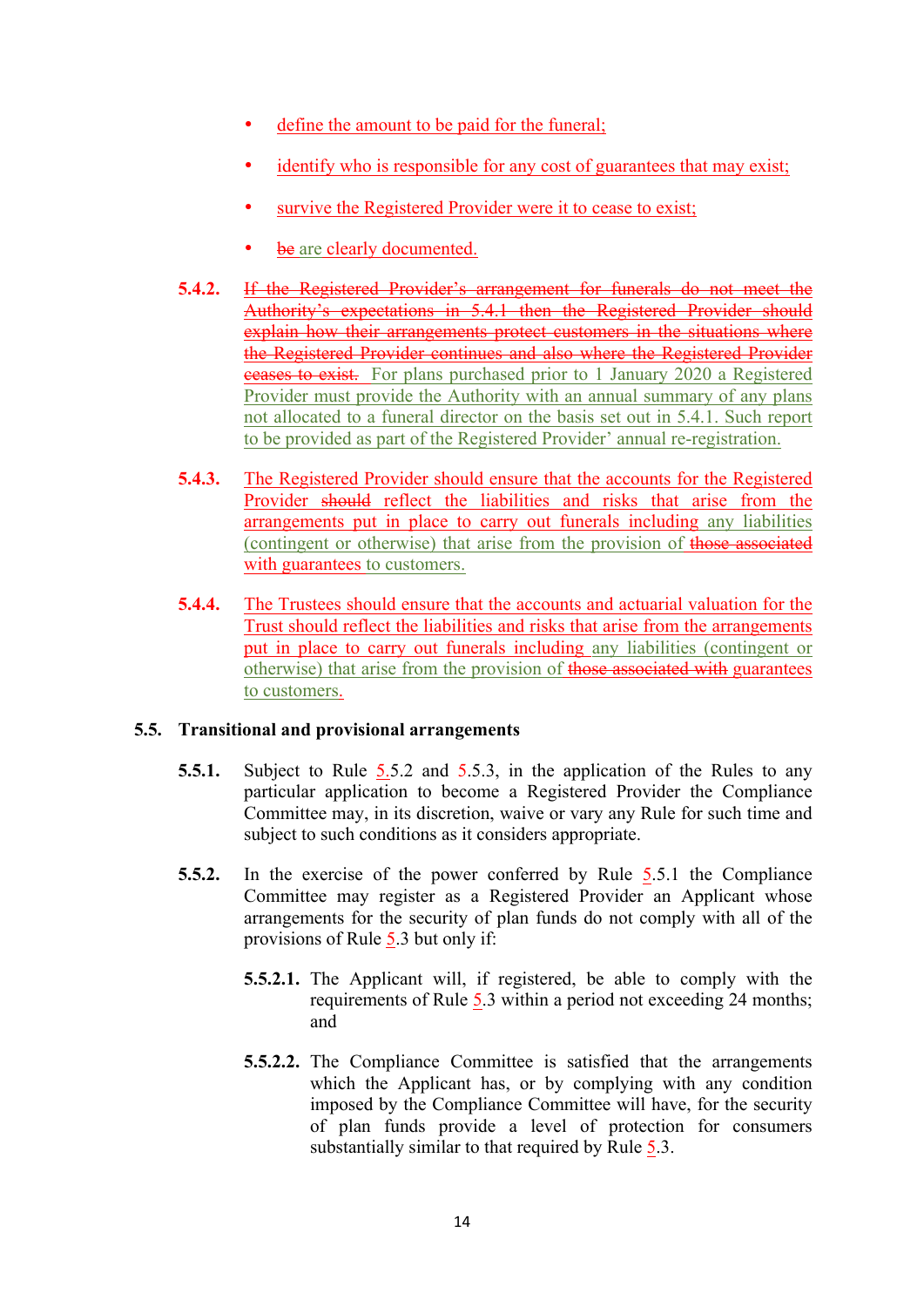- define the amount to be paid for the funeral;
- identify who is responsible for any cost of guarantees that may exist;
- survive the Registered Provider were it to cease to exist;
- ~~be~~ are clearly documented.

**5.4.2.** ~~If the Registered Provider's arrangement for funerals do not meet the Authority's expectations in 5.4.1 then the Registered Provider should explain how their arrangements protect customers in the situations where the Registered Provider continues and also where the Registered Provider ceases to exist.~~ For plans purchased prior to 1 January 2020 a Registered Provider must provide the Authority with an annual summary of any plans not allocated to a funeral director on the basis set out in 5.4.1. Such report to be provided as part of the Registered Provider' annual re-registration.

**5.4.3.** The Registered Provider should ensure that the accounts for the Registered Provider ~~should~~ reflect the liabilities and risks that arise from the arrangements put in place to carry out funerals including any liabilities (contingent or otherwise) that arise from the provision of ~~those associated~~ with guarantees to customers.

**5.4.4.** The Trustees should ensure that the accounts and actuarial valuation for the Trust should reflect the liabilities and risks that arise from the arrangements put in place to carry out funerals including any liabilities (contingent or otherwise) that arise from the provision of ~~those associated with~~ guarantees to customers.

## 5.5. Transitional and provisional arrangements

**5.5.1.** Subject to Rule 5.5.2 and 5.5.3, in the application of the Rules to any particular application to become a Registered Provider the Compliance Committee may, in its discretion, waive or vary any Rule for such time and subject to such conditions as it considers appropriate.

**5.5.2.** In the exercise of the power conferred by Rule 5.5.1 the Compliance Committee may register as a Registered Provider an Applicant whose arrangements for the security of plan funds do not comply with all of the provisions of Rule 5.3 but only if:

**5.5.2.1.** The Applicant will, if registered, be able to comply with the requirements of Rule 5.3 within a period not exceeding 24 months; and

**5.5.2.2.** The Compliance Committee is satisfied that the arrangements which the Applicant has, or by complying with any condition imposed by the Compliance Committee will have, for the security of plan funds provide a level of protection for consumers substantially similar to that required by Rule 5.3.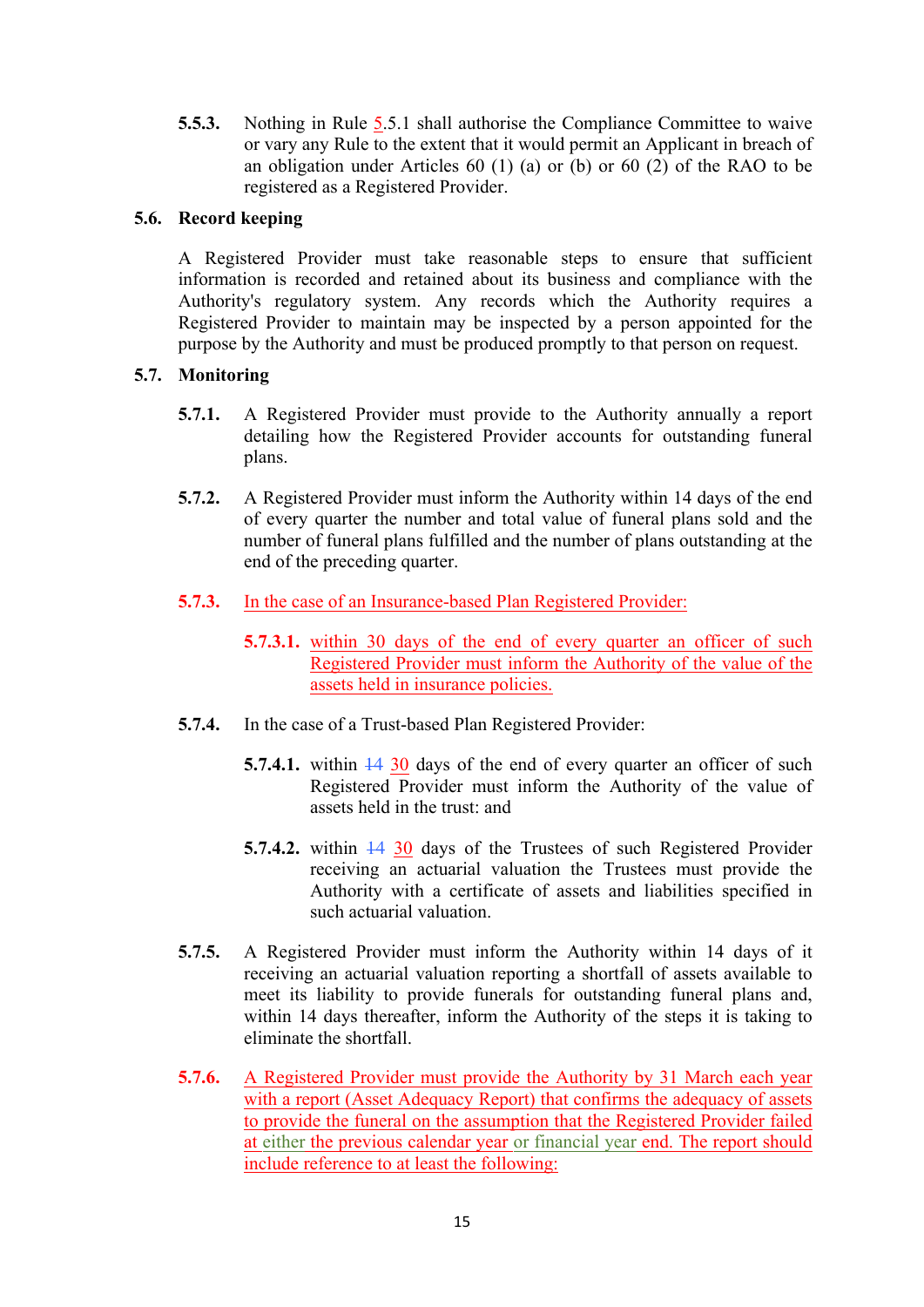**5.5.3.** Nothing in Rule 5.5.1 shall authorise the Compliance Committee to waive or vary any Rule to the extent that it would permit an Applicant in breach of an obligation under Articles 60 (1) (a) or (b) or 60 (2) of the RAO to be registered as a Registered Provider.

## 5.6. Record keeping

A Registered Provider must take reasonable steps to ensure that sufficient information is recorded and retained about its business and compliance with the Authority's regulatory system. Any records which the Authority requires a Registered Provider to maintain may be inspected by a person appointed for the purpose by the Authority and must be produced promptly to that person on request.

## 5.7. Monitoring

**5.7.1.** A Registered Provider must provide to the Authority annually a report detailing how the Registered Provider accounts for outstanding funeral plans.

**5.7.2.** A Registered Provider must inform the Authority within 14 days of the end of every quarter the number and total value of funeral plans sold and the number of funeral plans fulfilled and the number of plans outstanding at the end of the preceding quarter.

**5.7.3.** In the case of an Insurance-based Plan Registered Provider:

**5.7.3.1.** within 30 days of the end of every quarter an officer of such Registered Provider must inform the Authority of the value of the assets held in insurance policies.

**5.7.4.** In the case of a Trust-based Plan Registered Provider:

**5.7.4.1.** within ~~14~~ 30 days of the end of every quarter an officer of such Registered Provider must inform the Authority of the value of assets held in the trust: and

**5.7.4.2.** within ~~14~~ 30 days of the Trustees of such Registered Provider receiving an actuarial valuation the Trustees must provide the Authority with a certificate of assets and liabilities specified in such actuarial valuation.

**5.7.5.** A Registered Provider must inform the Authority within 14 days of it receiving an actuarial valuation reporting a shortfall of assets available to meet its liability to provide funerals for outstanding funeral plans and, within 14 days thereafter, inform the Authority of the steps it is taking to eliminate the shortfall.

**5.7.6.** A Registered Provider must provide the Authority by 31 March each year with a report (Asset Adequacy Report) that confirms the adequacy of assets to provide the funeral on the assumption that the Registered Provider failed at either the previous calendar year or financial year end. The report should include reference to at least the following: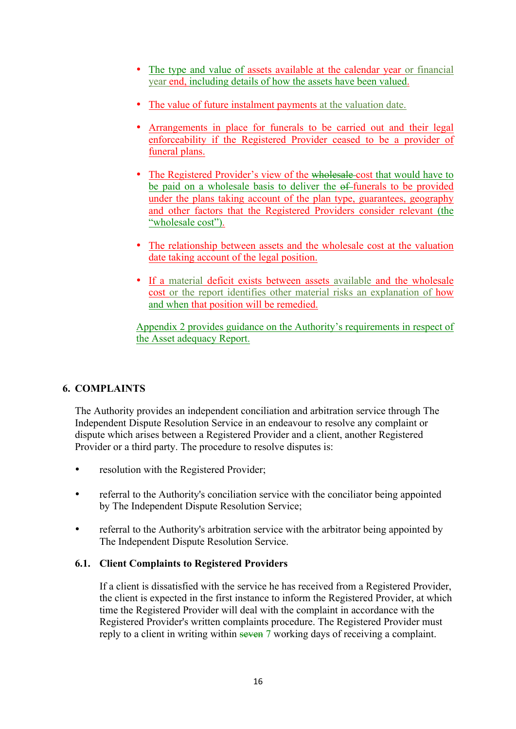- The type and value of assets available at the calendar year or financial year end, including details of how the assets have been valued.

- The value of future instalment payments at the valuation date.

- Arrangements in place for funerals to be carried out and their legal enforceability if the Registered Provider ceased to be a provider of funeral plans.

- The Registered Provider's view of the ~~wholesale~~ cost that would have to be paid on a wholesale basis to deliver the ~~of~~ funerals to be provided under the plans taking account of the plan type, guarantees, geography and other factors that the Registered Providers consider relevant (the "wholesale cost").

- The relationship between assets and the wholesale cost at the valuation date taking account of the legal position.

- If a material deficit exists between assets available and the wholesale cost or the report identifies other material risks an explanation of how and when that position will be remedied.

Appendix 2 provides guidance on the Authority's requirements in respect of the Asset adequacy Report.

## 6. COMPLAINTS

The Authority provides an independent conciliation and arbitration service through The Independent Dispute Resolution Service in an endeavour to resolve any complaint or dispute which arises between a Registered Provider and a client, another Registered Provider or a third party. The procedure to resolve disputes is:

- resolution with the Registered Provider;

- referral to the Authority's conciliation service with the conciliator being appointed by The Independent Dispute Resolution Service;

- referral to the Authority's arbitration service with the arbitrator being appointed by The Independent Dispute Resolution Service.

### 6.1. Client Complaints to Registered Providers

If a client is dissatisfied with the service he has received from a Registered Provider, the client is expected in the first instance to inform the Registered Provider, at which time the Registered Provider will deal with the complaint in accordance with the Registered Provider's written complaints procedure. The Registered Provider must reply to a client in writing within ~~seven~~ 7 working days of receiving a complaint.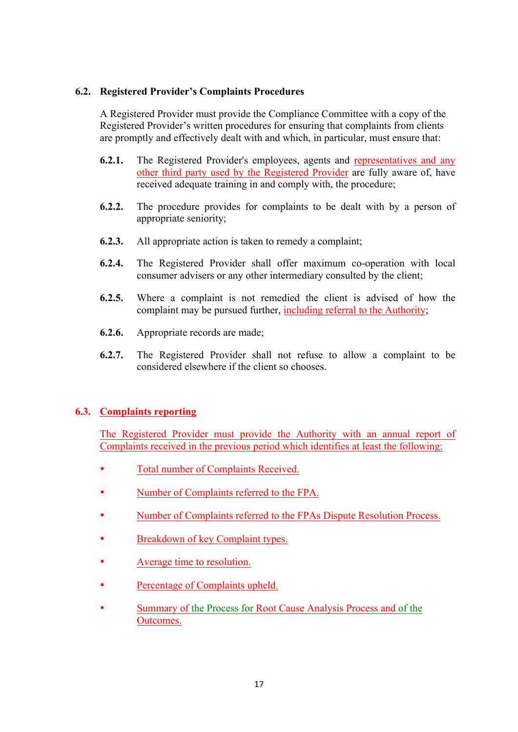### 6.2. Registered Provider's Complaints Procedures

A Registered Provider must provide the Compliance Committee with a copy of the Registered Provider's written procedures for ensuring that complaints from clients are promptly and effectively dealt with and which, in particular, must ensure that:

**6.2.1.** The Registered Provider's employees, agents and representatives and any other third party used by the Registered Provider are fully aware of, have received adequate training in and comply with, the procedure;

**6.2.2.** The procedure provides for complaints to be dealt with by a person of appropriate seniority;

**6.2.3.** All appropriate action is taken to remedy a complaint;

**6.2.4.** The Registered Provider shall offer maximum co-operation with local consumer advisers or any other intermediary consulted by the client;

**6.2.5.** Where a complaint is not remedied the client is advised of how the complaint may be pursued further, including referral to the Authority;

**6.2.6.** Appropriate records are made;

**6.2.7.** The Registered Provider shall not refuse to allow a complaint to be considered elsewhere if the client so chooses.

### 6.3. Complaints reporting

The Registered Provider must provide the Authority with an annual report of Complaints received in the previous period which identifies at least the following:

- Total number of Complaints Received.
- Number of Complaints referred to the FPA.
- Number of Complaints referred to the FPAs Dispute Resolution Process.
- Breakdown of key Complaint types.
- Average time to resolution.
- Percentage of Complaints upheld.
- Summary of the Process for Root Cause Analysis Process and of the Outcomes.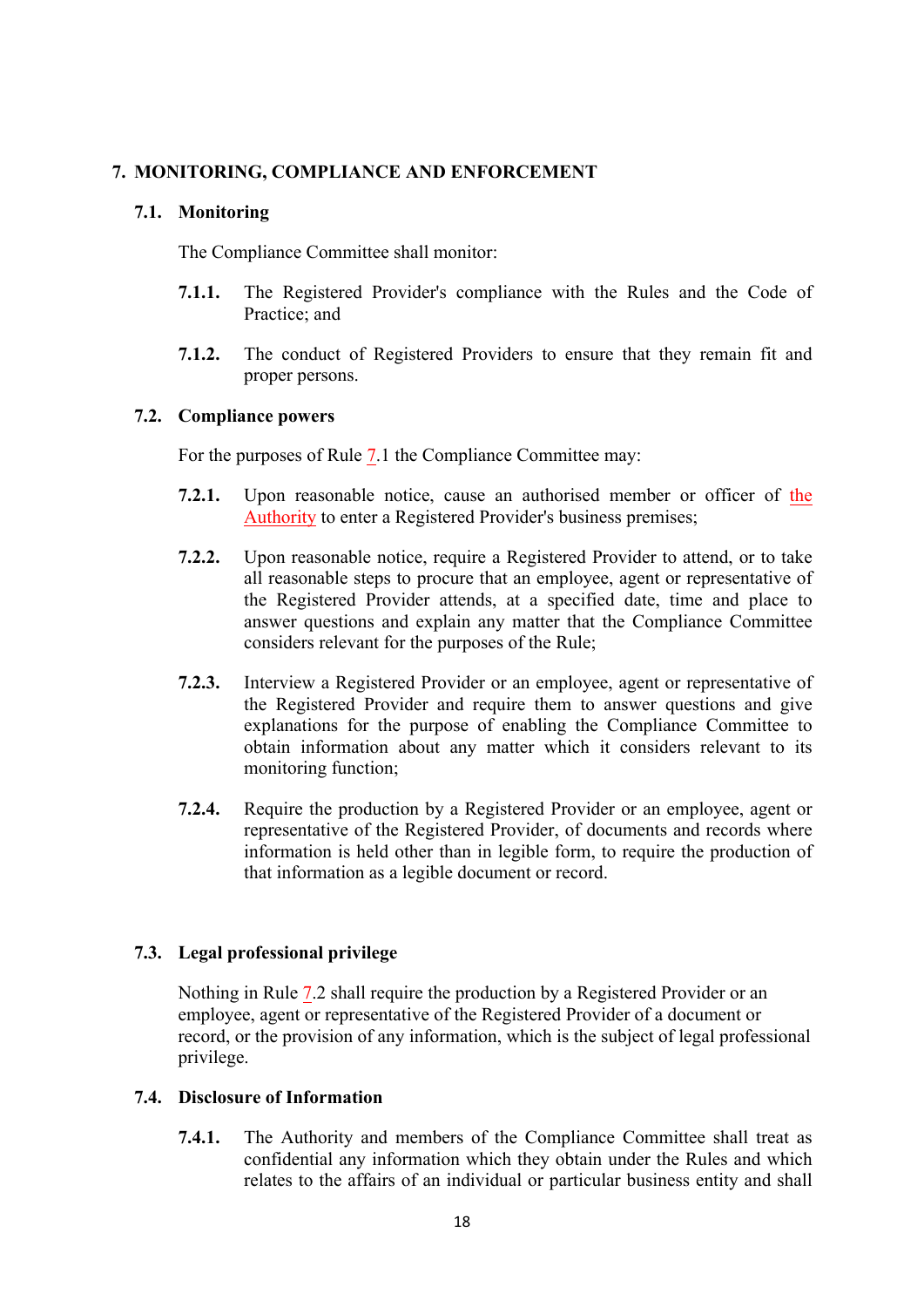# 7. MONITORING, COMPLIANCE AND ENFORCEMENT

## 7.1. Monitoring

The Compliance Committee shall monitor:

**7.1.1.** The Registered Provider's compliance with the Rules and the Code of Practice; and

**7.1.2.** The conduct of Registered Providers to ensure that they remain fit and proper persons.

## 7.2. Compliance powers

For the purposes of Rule 7.1 the Compliance Committee may:

**7.2.1.** Upon reasonable notice, cause an authorised member or officer of the Authority to enter a Registered Provider's business premises;

**7.2.2.** Upon reasonable notice, require a Registered Provider to attend, or to take all reasonable steps to procure that an employee, agent or representative of the Registered Provider attends, at a specified date, time and place to answer questions and explain any matter that the Compliance Committee considers relevant for the purposes of the Rule;

**7.2.3.** Interview a Registered Provider or an employee, agent or representative of the Registered Provider and require them to answer questions and give explanations for the purpose of enabling the Compliance Committee to obtain information about any matter which it considers relevant to its monitoring function;

**7.2.4.** Require the production by a Registered Provider or an employee, agent or representative of the Registered Provider, of documents and records where information is held other than in legible form, to require the production of that information as a legible document or record.

## 7.3. Legal professional privilege

Nothing in Rule 7.2 shall require the production by a Registered Provider or an employee, agent or representative of the Registered Provider of a document or record, or the provision of any information, which is the subject of legal professional privilege.

## 7.4. Disclosure of Information

**7.4.1.** The Authority and members of the Compliance Committee shall treat as confidential any information which they obtain under the Rules and which relates to the affairs of an individual or particular business entity and shall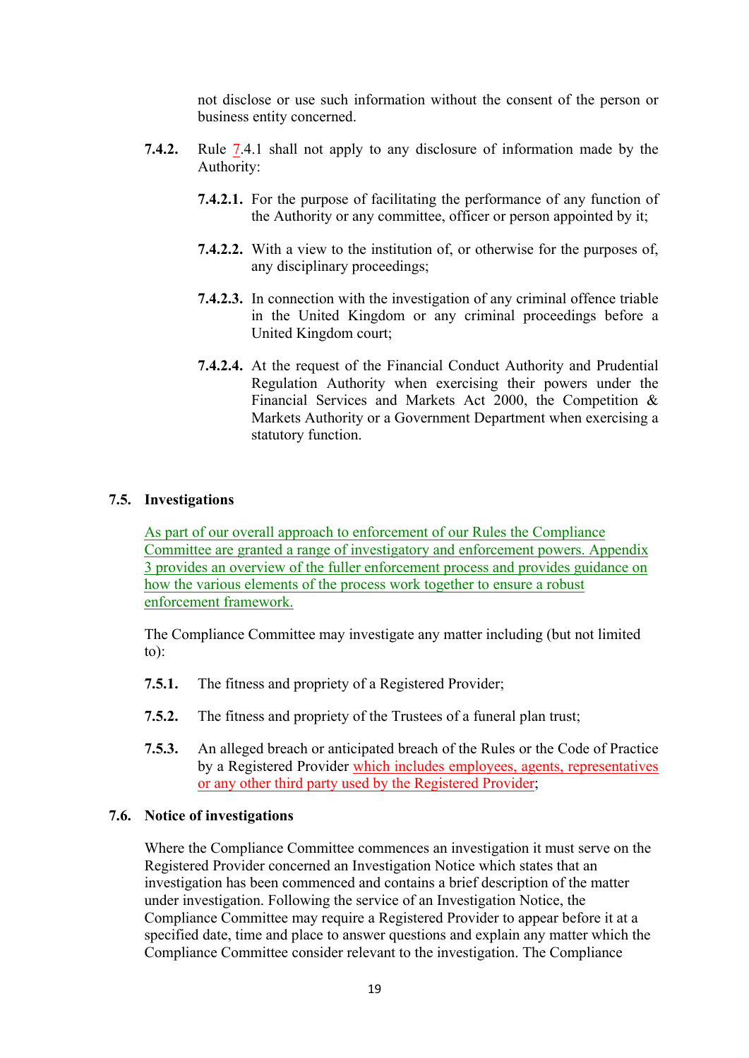not disclose or use such information without the consent of the person or business entity concerned.

**7.4.2.** Rule 7.4.1 shall not apply to any disclosure of information made by the Authority:

**7.4.2.1.** For the purpose of facilitating the performance of any function of the Authority or any committee, officer or person appointed by it;

**7.4.2.2.** With a view to the institution of, or otherwise for the purposes of, any disciplinary proceedings;

**7.4.2.3.** In connection with the investigation of any criminal offence triable in the United Kingdom or any criminal proceedings before a United Kingdom court;

**7.4.2.4.** At the request of the Financial Conduct Authority and Prudential Regulation Authority when exercising their powers under the Financial Services and Markets Act 2000, the Competition & Markets Authority or a Government Department when exercising a statutory function.

## 7.5. Investigations

As part of our overall approach to enforcement of our Rules the Compliance Committee are granted a range of investigatory and enforcement powers. Appendix 3 provides an overview of the fuller enforcement process and provides guidance on how the various elements of the process work together to ensure a robust enforcement framework.

The Compliance Committee may investigate any matter including (but not limited to):

**7.5.1.** The fitness and propriety of a Registered Provider;

**7.5.2.** The fitness and propriety of the Trustees of a funeral plan trust;

**7.5.3.** An alleged breach or anticipated breach of the Rules or the Code of Practice by a Registered Provider which includes employees, agents, representatives or any other third party used by the Registered Provider;

## 7.6. Notice of investigations

Where the Compliance Committee commences an investigation it must serve on the Registered Provider concerned an Investigation Notice which states that an investigation has been commenced and contains a brief description of the matter under investigation. Following the service of an Investigation Notice, the Compliance Committee may require a Registered Provider to appear before it at a specified date, time and place to answer questions and explain any matter which the Compliance Committee consider relevant to the investigation. The Compliance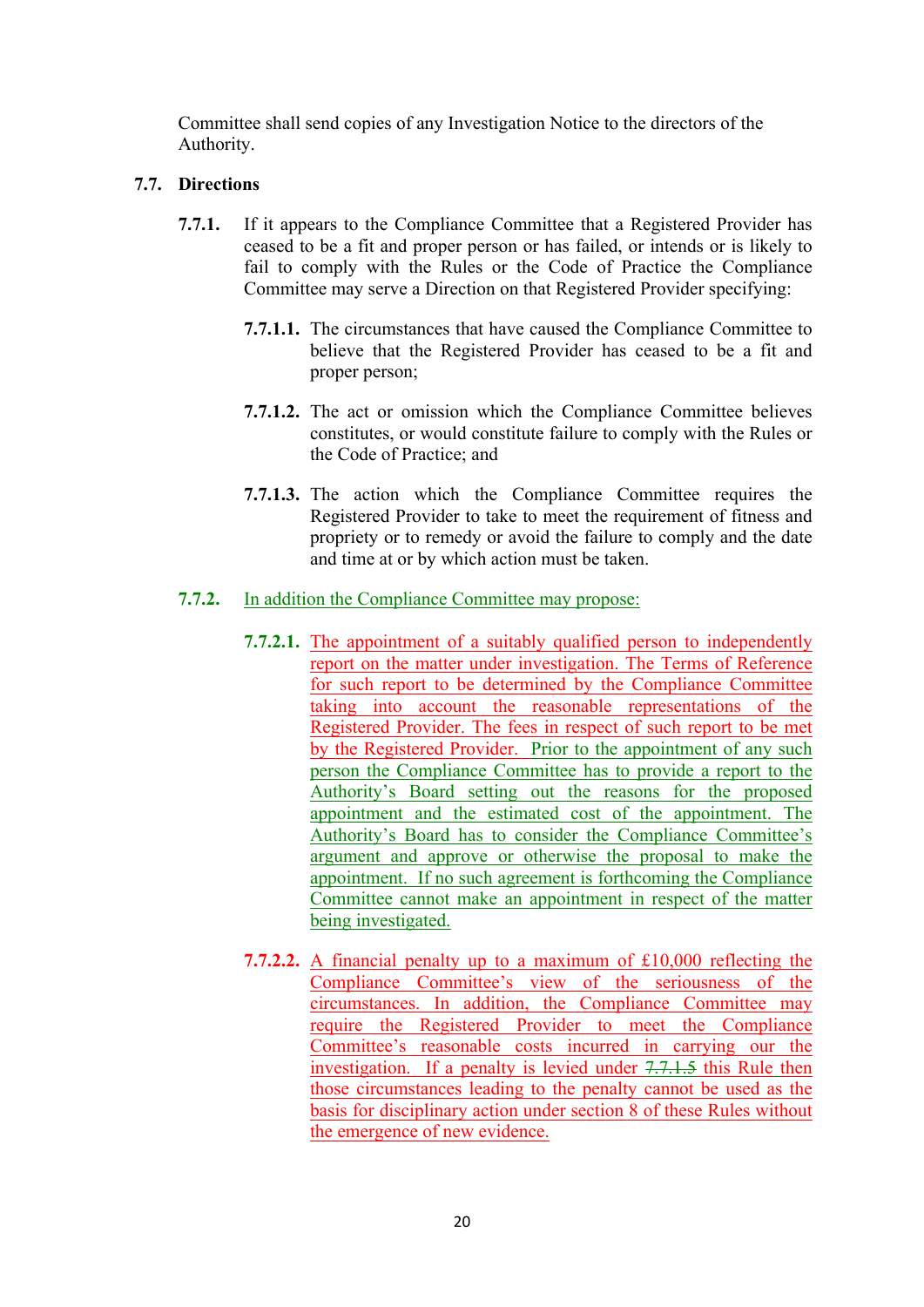Committee shall send copies of any Investigation Notice to the directors of the Authority.

**7.7. Directions**

**7.7.1.** If it appears to the Compliance Committee that a Registered Provider has ceased to be a fit and proper person or has failed, or intends or is likely to fail to comply with the Rules or the Code of Practice the Compliance Committee may serve a Direction on that Registered Provider specifying:

**7.7.1.1.** The circumstances that have caused the Compliance Committee to believe that the Registered Provider has ceased to be a fit and proper person;

**7.7.1.2.** The act or omission which the Compliance Committee believes constitutes, or would constitute failure to comply with the Rules or the Code of Practice; and

**7.7.1.3.** The action which the Compliance Committee requires the Registered Provider to take to meet the requirement of fitness and propriety or to remedy or avoid the failure to comply and the date and time at or by which action must be taken.

**7.7.2.** In addition the Compliance Committee may propose:

**7.7.2.1.** The appointment of a suitably qualified person to independently report on the matter under investigation. The Terms of Reference for such report to be determined by the Compliance Committee taking into account the reasonable representations of the Registered Provider. The fees in respect of such report to be met by the Registered Provider. Prior to the appointment of any such person the Compliance Committee has to provide a report to the Authority's Board setting out the reasons for the proposed appointment and the estimated cost of the appointment. The Authority's Board has to consider the Compliance Committee's argument and approve or otherwise the proposal to make the appointment. If no such agreement is forthcoming the Compliance Committee cannot make an appointment in respect of the matter being investigated.

**7.7.2.2.** A financial penalty up to a maximum of £10,000 reflecting the Compliance Committee's view of the seriousness of the circumstances. In addition, the Compliance Committee may require the Registered Provider to meet the Compliance Committee's reasonable costs incurred in carrying our the investigation. If a penalty is levied under ~~7.7.1.5~~ this Rule then those circumstances leading to the penalty cannot be used as the basis for disciplinary action under section 8 of these Rules without the emergence of new evidence.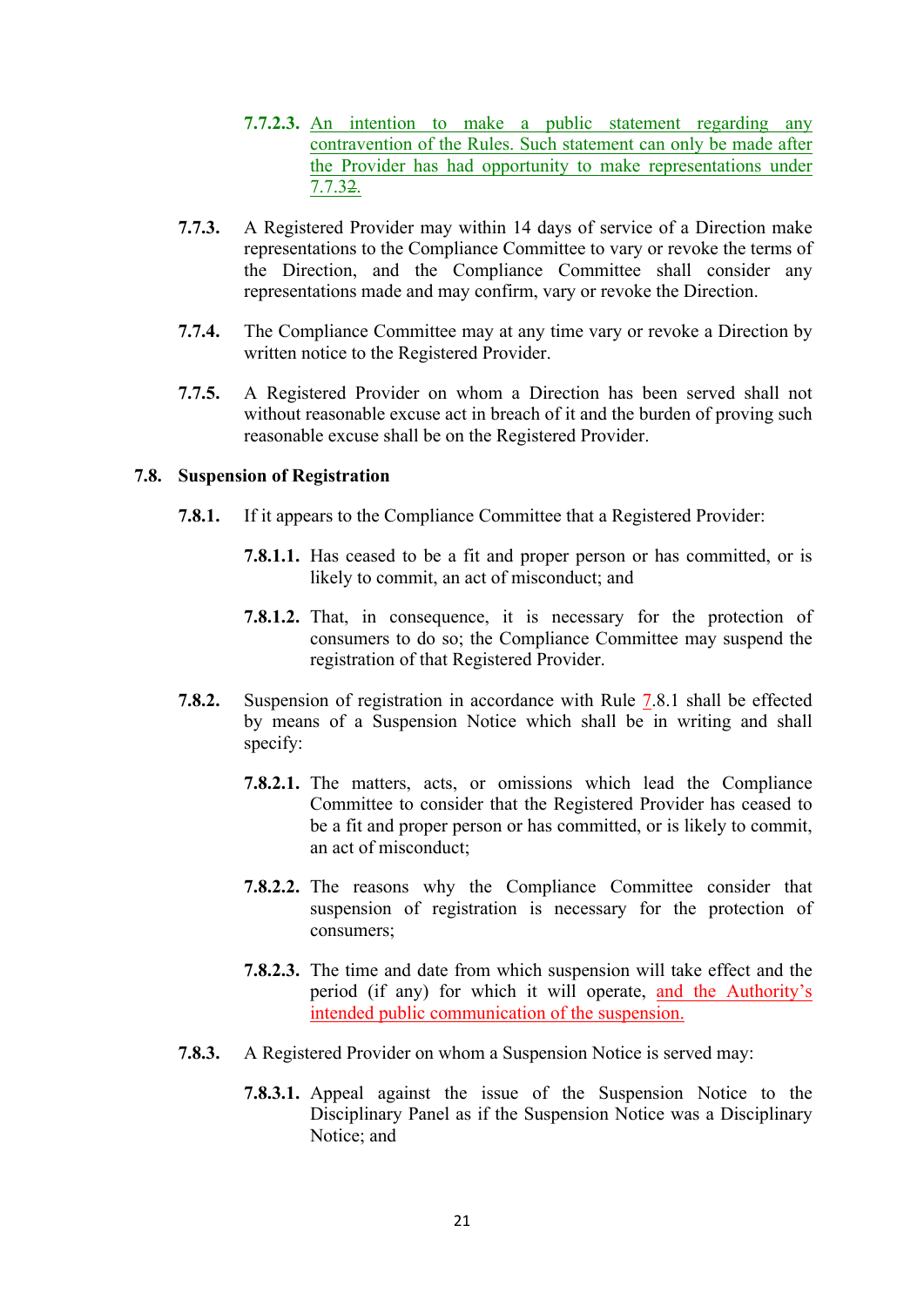7.7.2.3. An intention to make a public statement regarding any contravention of the Rules. Such statement can only be made after the Provider has had opportunity to make representations under 7.7.3~~2~~.

7.7.3. A Registered Provider may within 14 days of service of a Direction make representations to the Compliance Committee to vary or revoke the terms of the Direction, and the Compliance Committee shall consider any representations made and may confirm, vary or revoke the Direction.

7.7.4. The Compliance Committee may at any time vary or revoke a Direction by written notice to the Registered Provider.

7.7.5. A Registered Provider on whom a Direction has been served shall not without reasonable excuse act in breach of it and the burden of proving such reasonable excuse shall be on the Registered Provider.

**7.8. Suspension of Registration**

7.8.1. If it appears to the Compliance Committee that a Registered Provider:

7.8.1.1. Has ceased to be a fit and proper person or has committed, or is likely to commit, an act of misconduct; and

7.8.1.2. That, in consequence, it is necessary for the protection of consumers to do so; the Compliance Committee may suspend the registration of that Registered Provider.

7.8.2. Suspension of registration in accordance with Rule 7.8.1 shall be effected by means of a Suspension Notice which shall be in writing and shall specify:

7.8.2.1. The matters, acts, or omissions which lead the Compliance Committee to consider that the Registered Provider has ceased to be a fit and proper person or has committed, or is likely to commit, an act of misconduct;

7.8.2.2. The reasons why the Compliance Committee consider that suspension of registration is necessary for the protection of consumers;

7.8.2.3. The time and date from which suspension will take effect and the period (if any) for which it will operate, and the Authority's intended public communication of the suspension.

7.8.3. A Registered Provider on whom a Suspension Notice is served may:

7.8.3.1. Appeal against the issue of the Suspension Notice to the Disciplinary Panel as if the Suspension Notice was a Disciplinary Notice; and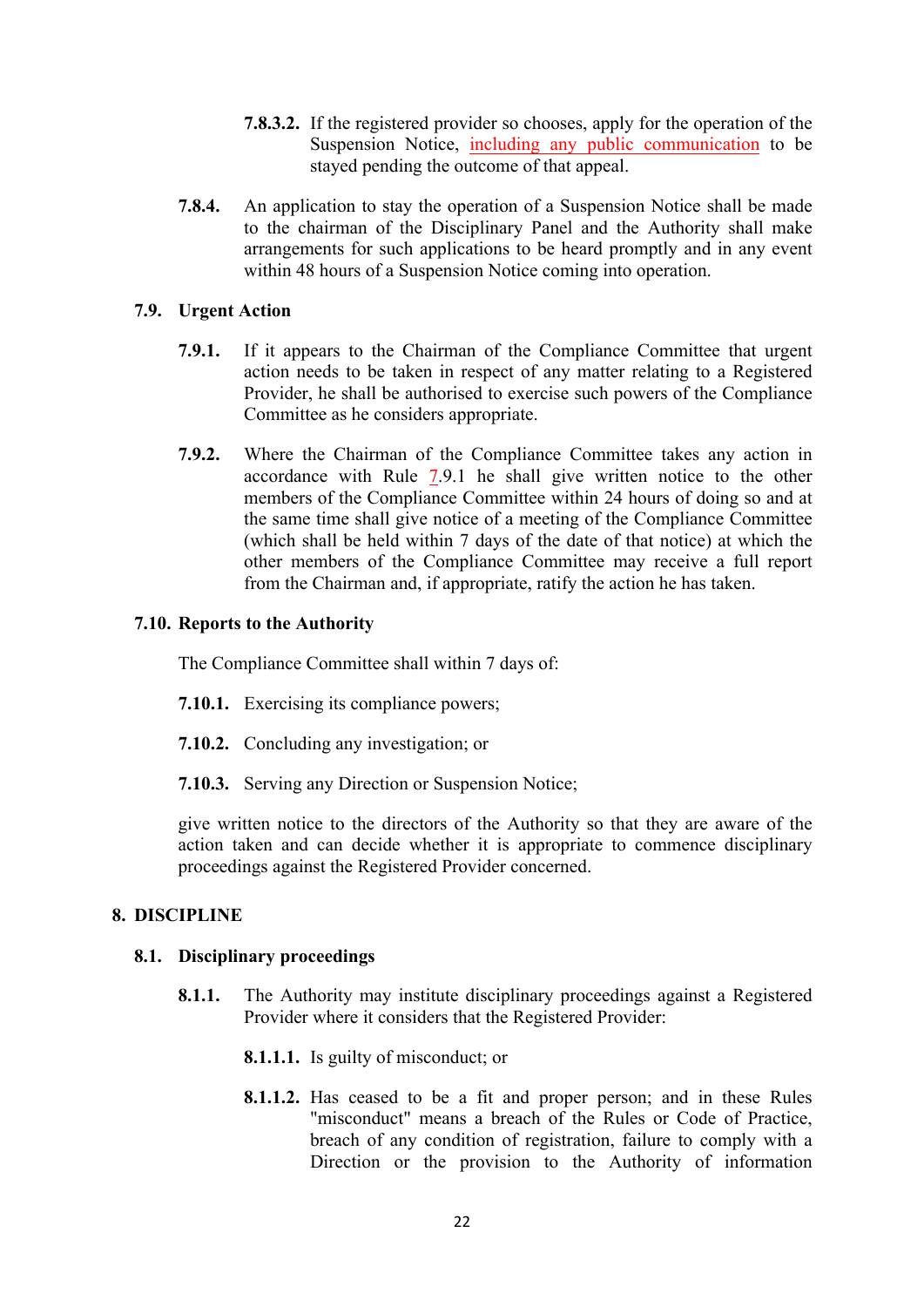**7.8.3.2.** If the registered provider so chooses, apply for the operation of the Suspension Notice, including any public communication to be stayed pending the outcome of that appeal.

**7.8.4.** An application to stay the operation of a Suspension Notice shall be made to the chairman of the Disciplinary Panel and the Authority shall make arrangements for such applications to be heard promptly and in any event within 48 hours of a Suspension Notice coming into operation.

### 7.9. Urgent Action

**7.9.1.** If it appears to the Chairman of the Compliance Committee that urgent action needs to be taken in respect of any matter relating to a Registered Provider, he shall be authorised to exercise such powers of the Compliance Committee as he considers appropriate.

**7.9.2.** Where the Chairman of the Compliance Committee takes any action in accordance with Rule 7.9.1 he shall give written notice to the other members of the Compliance Committee within 24 hours of doing so and at the same time shall give notice of a meeting of the Compliance Committee (which shall be held within 7 days of the date of that notice) at which the other members of the Compliance Committee may receive a full report from the Chairman and, if appropriate, ratify the action he has taken.

### 7.10. Reports to the Authority

The Compliance Committee shall within 7 days of:

**7.10.1.** Exercising its compliance powers;

**7.10.2.** Concluding any investigation; or

**7.10.3.** Serving any Direction or Suspension Notice;

give written notice to the directors of the Authority so that they are aware of the action taken and can decide whether it is appropriate to commence disciplinary proceedings against the Registered Provider concerned.

## 8. DISCIPLINE

### 8.1. Disciplinary proceedings

**8.1.1.** The Authority may institute disciplinary proceedings against a Registered Provider where it considers that the Registered Provider:

**8.1.1.1.** Is guilty of misconduct; or

**8.1.1.2.** Has ceased to be a fit and proper person; and in these Rules "misconduct" means a breach of the Rules or Code of Practice, breach of any condition of registration, failure to comply with a Direction or the provision to the Authority of information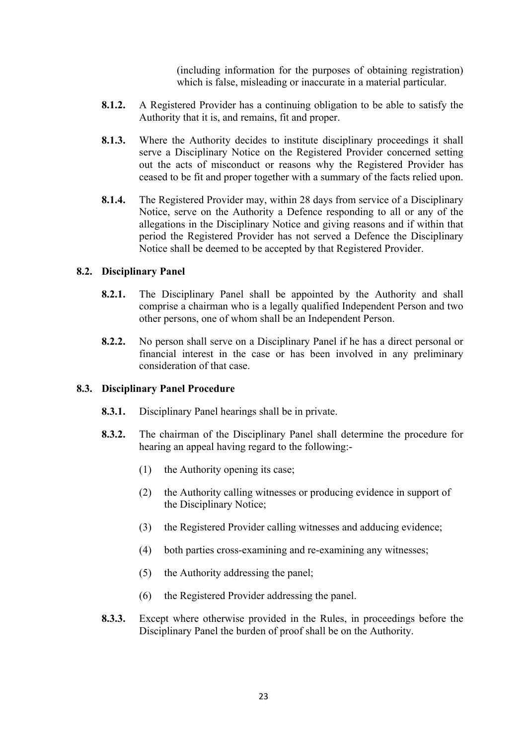(including information for the purposes of obtaining registration) which is false, misleading or inaccurate in a material particular.

**8.1.2.** A Registered Provider has a continuing obligation to be able to satisfy the Authority that it is, and remains, fit and proper.

**8.1.3.** Where the Authority decides to institute disciplinary proceedings it shall serve a Disciplinary Notice on the Registered Provider concerned setting out the acts of misconduct or reasons why the Registered Provider has ceased to be fit and proper together with a summary of the facts relied upon.

**8.1.4.** The Registered Provider may, within 28 days from service of a Disciplinary Notice, serve on the Authority a Defence responding to all or any of the allegations in the Disciplinary Notice and giving reasons and if within that period the Registered Provider has not served a Defence the Disciplinary Notice shall be deemed to be accepted by that Registered Provider.

### 8.2. Disciplinary Panel

**8.2.1.** The Disciplinary Panel shall be appointed by the Authority and shall comprise a chairman who is a legally qualified Independent Person and two other persons, one of whom shall be an Independent Person.

**8.2.2.** No person shall serve on a Disciplinary Panel if he has a direct personal or financial interest in the case or has been involved in any preliminary consideration of that case.

### 8.3. Disciplinary Panel Procedure

**8.3.1.** Disciplinary Panel hearings shall be in private.

**8.3.2.** The chairman of the Disciplinary Panel shall determine the procedure for hearing an appeal having regard to the following:-

(1) the Authority opening its case;

(2) the Authority calling witnesses or producing evidence in support of the Disciplinary Notice;

(3) the Registered Provider calling witnesses and adducing evidence;

(4) both parties cross-examining and re-examining any witnesses;

(5) the Authority addressing the panel;

(6) the Registered Provider addressing the panel.

**8.3.3.** Except where otherwise provided in the Rules, in proceedings before the Disciplinary Panel the burden of proof shall be on the Authority.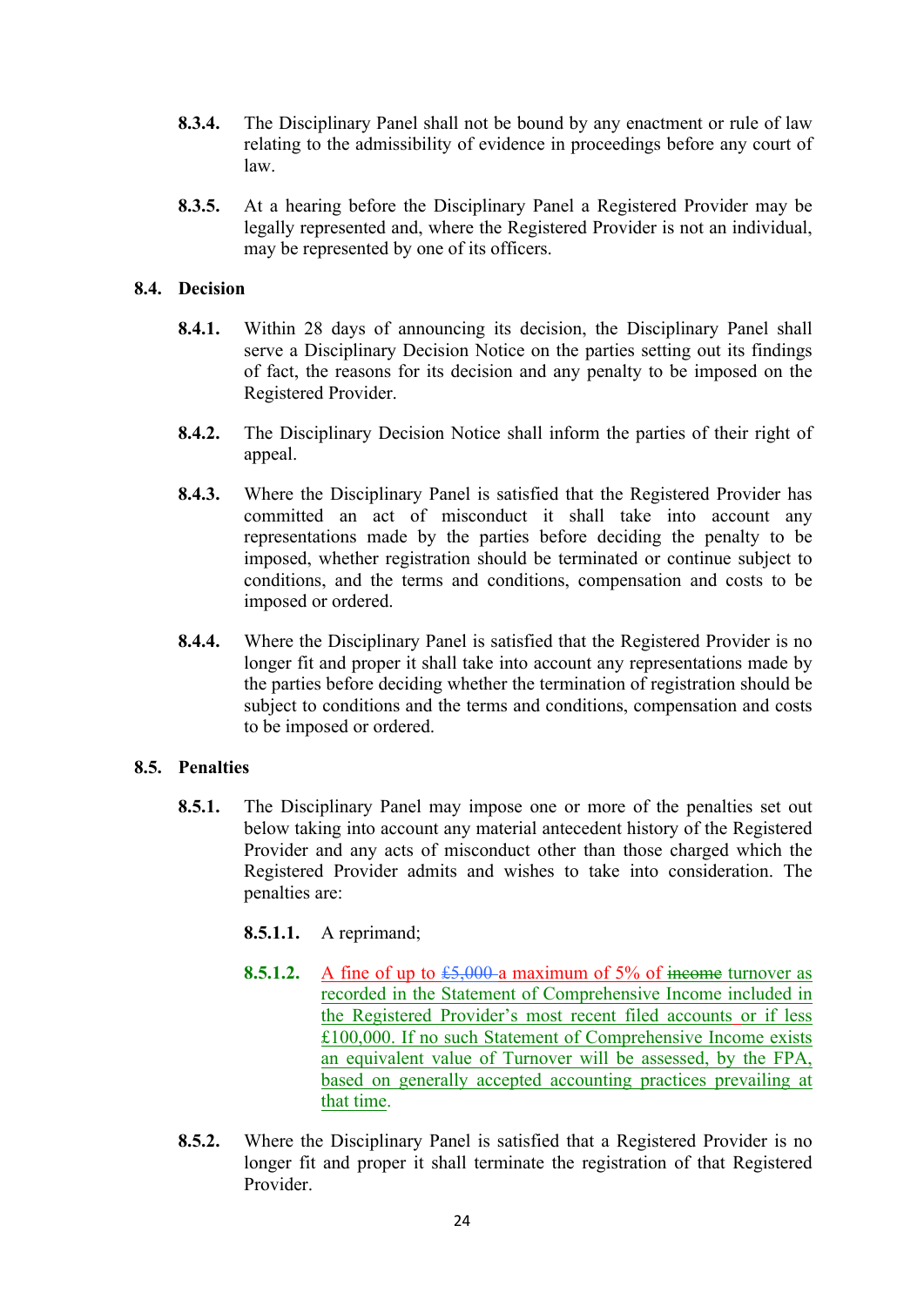**8.3.4.** The Disciplinary Panel shall not be bound by any enactment or rule of law relating to the admissibility of evidence in proceedings before any court of law.

**8.3.5.** At a hearing before the Disciplinary Panel a Registered Provider may be legally represented and, where the Registered Provider is not an individual, may be represented by one of its officers.

## 8.4. Decision

**8.4.1.** Within 28 days of announcing its decision, the Disciplinary Panel shall serve a Disciplinary Decision Notice on the parties setting out its findings of fact, the reasons for its decision and any penalty to be imposed on the Registered Provider.

**8.4.2.** The Disciplinary Decision Notice shall inform the parties of their right of appeal.

**8.4.3.** Where the Disciplinary Panel is satisfied that the Registered Provider has committed an act of misconduct it shall take into account any representations made by the parties before deciding the penalty to be imposed, whether registration should be terminated or continue subject to conditions, and the terms and conditions, compensation and costs to be imposed or ordered.

**8.4.4.** Where the Disciplinary Panel is satisfied that the Registered Provider is no longer fit and proper it shall take into account any representations made by the parties before deciding whether the termination of registration should be subject to conditions and the terms and conditions, compensation and costs to be imposed or ordered.

## 8.5. Penalties

**8.5.1.** The Disciplinary Panel may impose one or more of the penalties set out below taking into account any material antecedent history of the Registered Provider and any acts of misconduct other than those charged which the Registered Provider admits and wishes to take into consideration. The penalties are:

**8.5.1.1.** A reprimand;

**8.5.1.2.** A fine of up to ~~£5,000~~ a maximum of 5% of ~~income~~ turnover as recorded in the Statement of Comprehensive Income included in the Registered Provider's most recent filed accounts or if less £100,000. If no such Statement of Comprehensive Income exists an equivalent value of Turnover will be assessed, by the FPA, based on generally accepted accounting practices prevailing at that time.

**8.5.2.** Where the Disciplinary Panel is satisfied that a Registered Provider is no longer fit and proper it shall terminate the registration of that Registered Provider.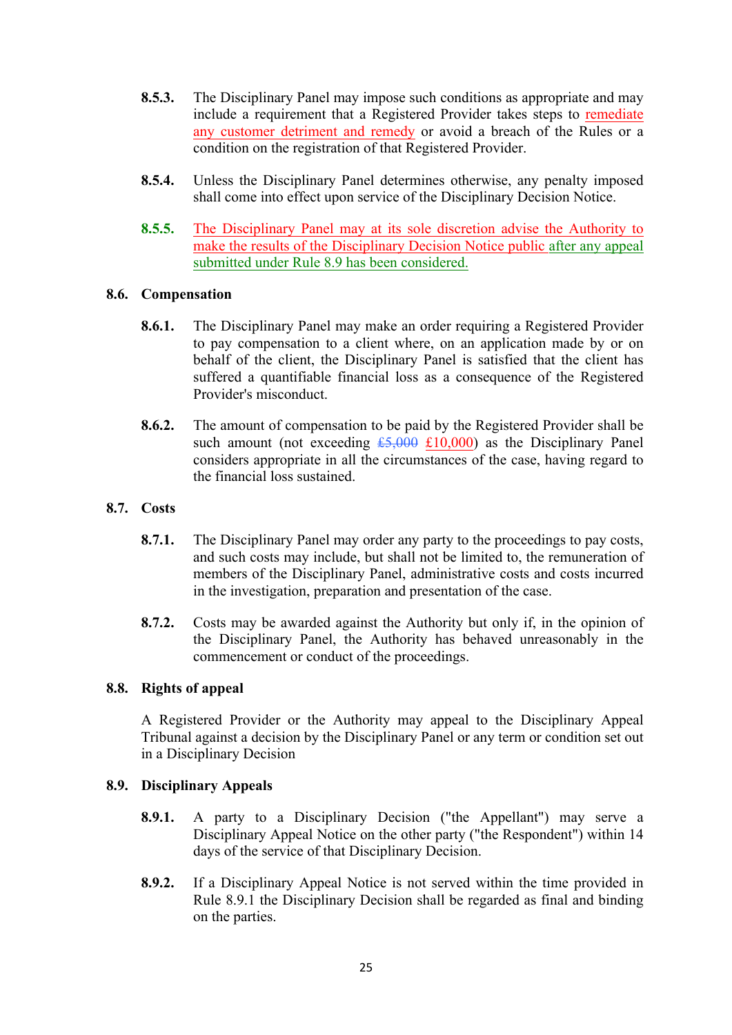**8.5.3.** The Disciplinary Panel may impose such conditions as appropriate and may include a requirement that a Registered Provider takes steps to remediate any customer detriment and remedy or avoid a breach of the Rules or a condition on the registration of that Registered Provider.

**8.5.4.** Unless the Disciplinary Panel determines otherwise, any penalty imposed shall come into effect upon service of the Disciplinary Decision Notice.

**8.5.5.** The Disciplinary Panel may at its sole discretion advise the Authority to make the results of the Disciplinary Decision Notice public after any appeal submitted under Rule 8.9 has been considered.

## 8.6. Compensation

**8.6.1.** The Disciplinary Panel may make an order requiring a Registered Provider to pay compensation to a client where, on an application made by or on behalf of the client, the Disciplinary Panel is satisfied that the client has suffered a quantifiable financial loss as a consequence of the Registered Provider's misconduct.

**8.6.2.** The amount of compensation to be paid by the Registered Provider shall be such amount (not exceeding ~~£5,000~~ £10,000) as the Disciplinary Panel considers appropriate in all the circumstances of the case, having regard to the financial loss sustained.

## 8.7. Costs

**8.7.1.** The Disciplinary Panel may order any party to the proceedings to pay costs, and such costs may include, but shall not be limited to, the remuneration of members of the Disciplinary Panel, administrative costs and costs incurred in the investigation, preparation and presentation of the case.

**8.7.2.** Costs may be awarded against the Authority but only if, in the opinion of the Disciplinary Panel, the Authority has behaved unreasonably in the commencement or conduct of the proceedings.

## 8.8. Rights of appeal

A Registered Provider or the Authority may appeal to the Disciplinary Appeal Tribunal against a decision by the Disciplinary Panel or any term or condition set out in a Disciplinary Decision

## 8.9. Disciplinary Appeals

**8.9.1.** A party to a Disciplinary Decision ("the Appellant") may serve a Disciplinary Appeal Notice on the other party ("the Respondent") within 14 days of the service of that Disciplinary Decision.

**8.9.2.** If a Disciplinary Appeal Notice is not served within the time provided in Rule 8.9.1 the Disciplinary Decision shall be regarded as final and binding on the parties.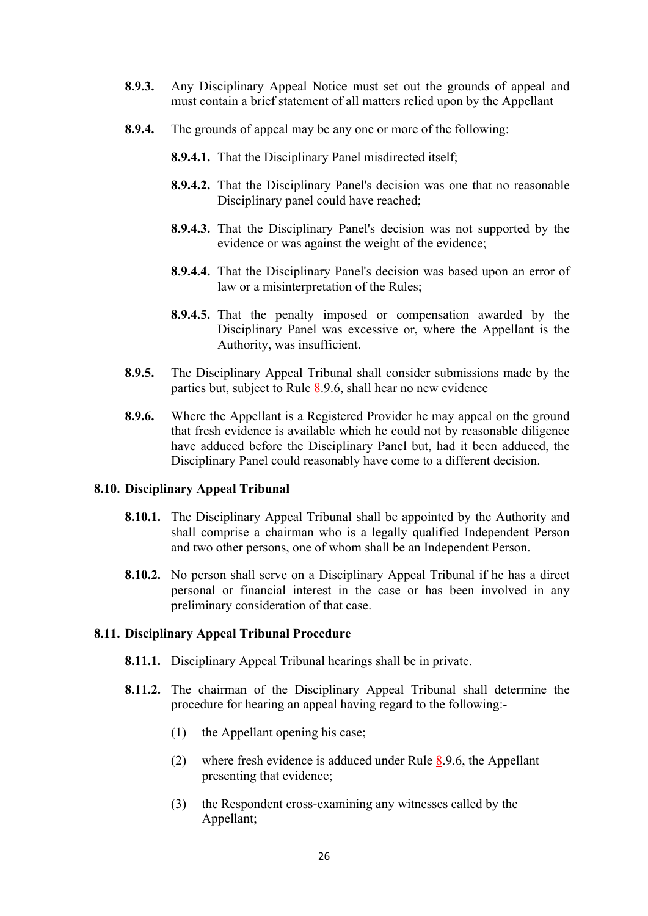**8.9.3.** Any Disciplinary Appeal Notice must set out the grounds of appeal and must contain a brief statement of all matters relied upon by the Appellant

**8.9.4.** The grounds of appeal may be any one or more of the following:

- **8.9.4.1.** That the Disciplinary Panel misdirected itself;
- **8.9.4.2.** That the Disciplinary Panel's decision was one that no reasonable Disciplinary panel could have reached;
- **8.9.4.3.** That the Disciplinary Panel's decision was not supported by the evidence or was against the weight of the evidence;
- **8.9.4.4.** That the Disciplinary Panel's decision was based upon an error of law or a misinterpretation of the Rules;
- **8.9.4.5.** That the penalty imposed or compensation awarded by the Disciplinary Panel was excessive or, where the Appellant is the Authority, was insufficient.

**8.9.5.** The Disciplinary Appeal Tribunal shall consider submissions made by the parties but, subject to Rule 8.9.6, shall hear no new evidence

**8.9.6.** Where the Appellant is a Registered Provider he may appeal on the ground that fresh evidence is available which he could not by reasonable diligence have adduced before the Disciplinary Panel but, had it been adduced, the Disciplinary Panel could reasonably have come to a different decision.

## 8.10. Disciplinary Appeal Tribunal

**8.10.1.** The Disciplinary Appeal Tribunal shall be appointed by the Authority and shall comprise a chairman who is a legally qualified Independent Person and two other persons, one of whom shall be an Independent Person.

**8.10.2.** No person shall serve on a Disciplinary Appeal Tribunal if he has a direct personal or financial interest in the case or has been involved in any preliminary consideration of that case.

## 8.11. Disciplinary Appeal Tribunal Procedure

**8.11.1.** Disciplinary Appeal Tribunal hearings shall be in private.

**8.11.2.** The chairman of the Disciplinary Appeal Tribunal shall determine the procedure for hearing an appeal having regard to the following:-

(1) the Appellant opening his case;

(2) where fresh evidence is adduced under Rule 8.9.6, the Appellant presenting that evidence;

(3) the Respondent cross-examining any witnesses called by the Appellant;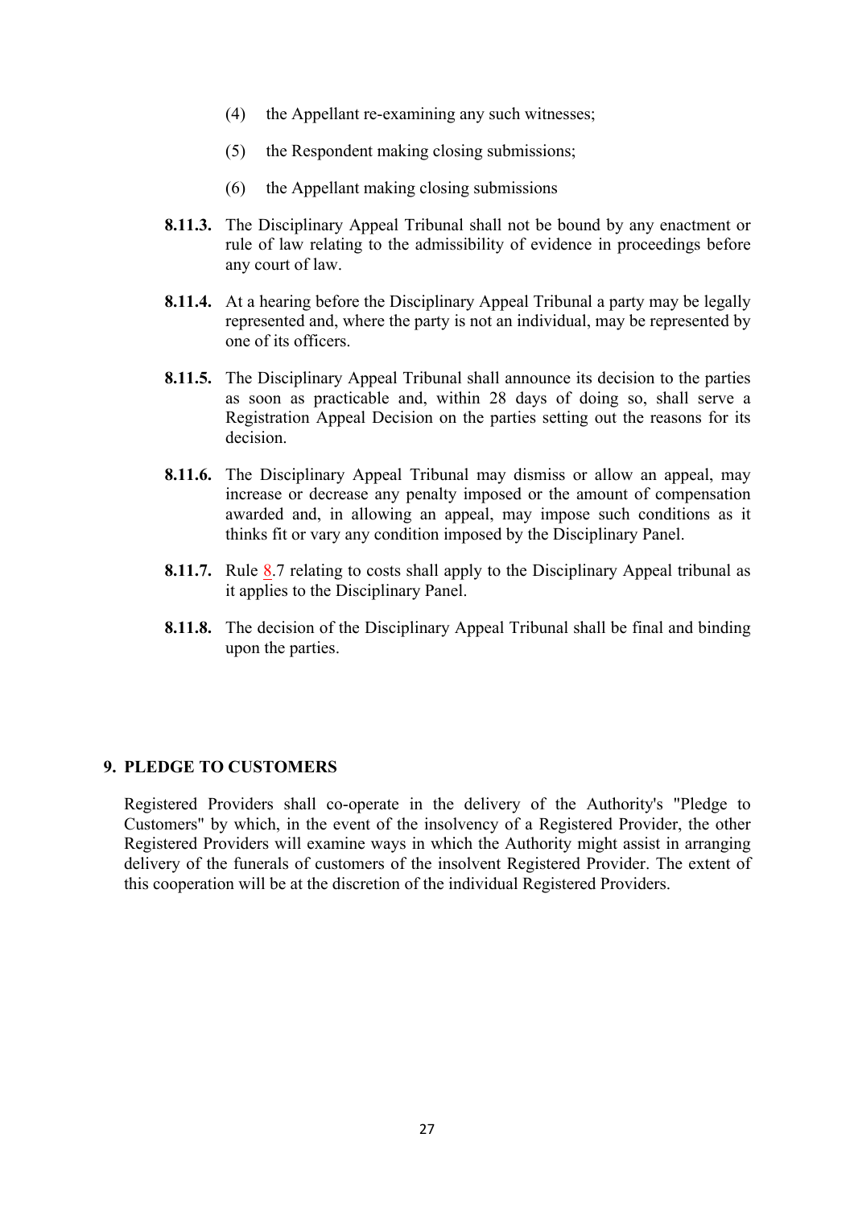(4) the Appellant re-examining any such witnesses;

(5) the Respondent making closing submissions;

(6) the Appellant making closing submissions

**8.11.3.** The Disciplinary Appeal Tribunal shall not be bound by any enactment or rule of law relating to the admissibility of evidence in proceedings before any court of law.

**8.11.4.** At a hearing before the Disciplinary Appeal Tribunal a party may be legally represented and, where the party is not an individual, may be represented by one of its officers.

**8.11.5.** The Disciplinary Appeal Tribunal shall announce its decision to the parties as soon as practicable and, within 28 days of doing so, shall serve a Registration Appeal Decision on the parties setting out the reasons for its decision.

**8.11.6.** The Disciplinary Appeal Tribunal may dismiss or allow an appeal, may increase or decrease any penalty imposed or the amount of compensation awarded and, in allowing an appeal, may impose such conditions as it thinks fit or vary any condition imposed by the Disciplinary Panel.

**8.11.7.** Rule 8.7 relating to costs shall apply to the Disciplinary Appeal tribunal as it applies to the Disciplinary Panel.

**8.11.8.** The decision of the Disciplinary Appeal Tribunal shall be final and binding upon the parties.

## 9. PLEDGE TO CUSTOMERS

Registered Providers shall co-operate in the delivery of the Authority's "Pledge to Customers" by which, in the event of the insolvency of a Registered Provider, the other Registered Providers will examine ways in which the Authority might assist in arranging delivery of the funerals of customers of the insolvent Registered Provider. The extent of this cooperation will be at the discretion of the individual Registered Providers.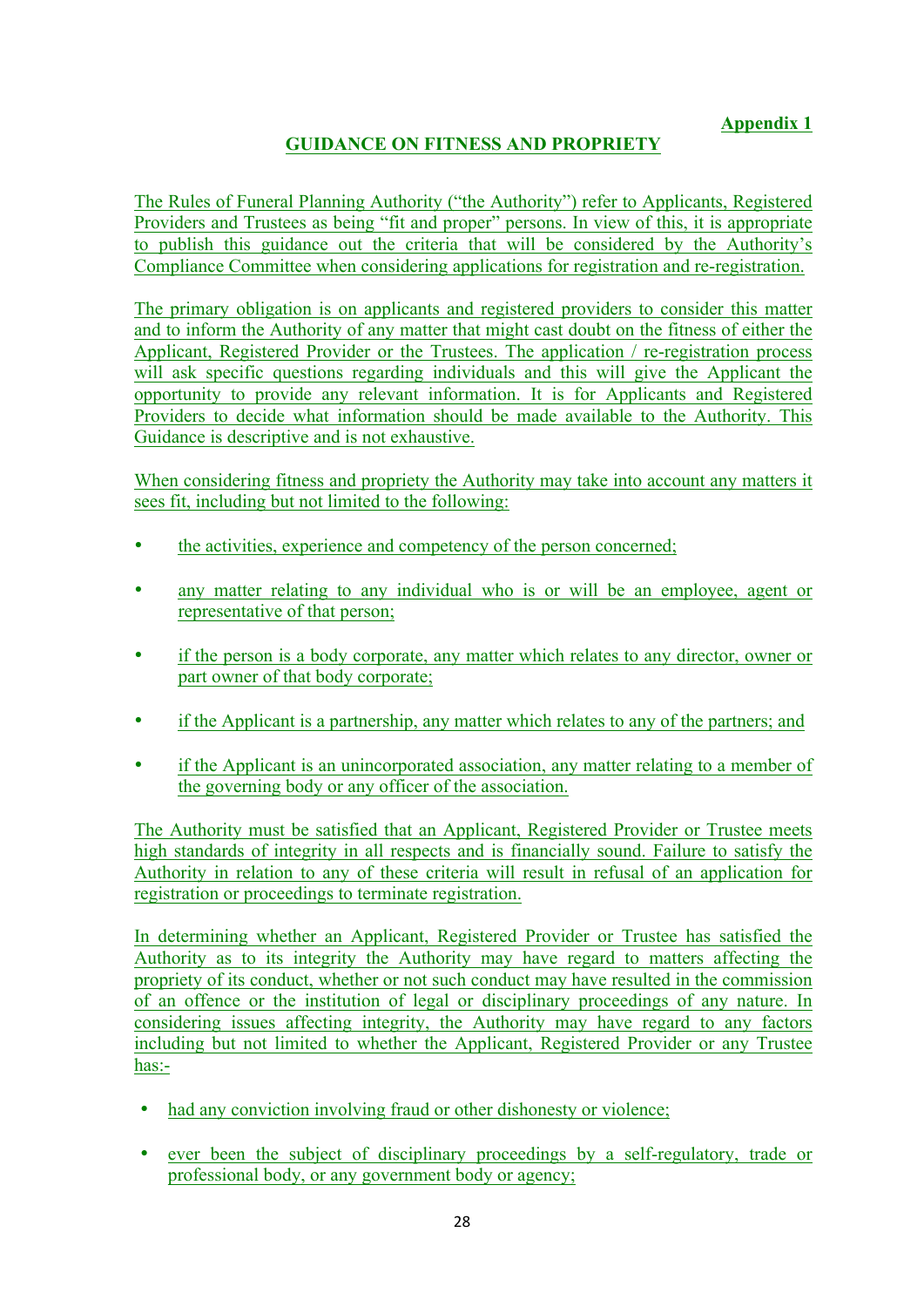**Appendix 1**

## GUIDANCE ON FITNESS AND PROPRIETY

The Rules of Funeral Planning Authority ("the Authority") refer to Applicants, Registered Providers and Trustees as being "fit and proper" persons. In view of this, it is appropriate to publish this guidance out the criteria that will be considered by the Authority's Compliance Committee when considering applications for registration and re-registration.

The primary obligation is on applicants and registered providers to consider this matter and to inform the Authority of any matter that might cast doubt on the fitness of either the Applicant, Registered Provider or the Trustees. The application / re-registration process will ask specific questions regarding individuals and this will give the Applicant the opportunity to provide any relevant information. It is for Applicants and Registered Providers to decide what information should be made available to the Authority. This Guidance is descriptive and is not exhaustive.

When considering fitness and propriety the Authority may take into account any matters it sees fit, including but not limited to the following:

- the activities, experience and competency of the person concerned;
- any matter relating to any individual who is or will be an employee, agent or representative of that person;
- if the person is a body corporate, any matter which relates to any director, owner or part owner of that body corporate;
- if the Applicant is a partnership, any matter which relates to any of the partners; and
- if the Applicant is an unincorporated association, any matter relating to a member of the governing body or any officer of the association.

The Authority must be satisfied that an Applicant, Registered Provider or Trustee meets high standards of integrity in all respects and is financially sound. Failure to satisfy the Authority in relation to any of these criteria will result in refusal of an application for registration or proceedings to terminate registration.

In determining whether an Applicant, Registered Provider or Trustee has satisfied the Authority as to its integrity the Authority may have regard to matters affecting the propriety of its conduct, whether or not such conduct may have resulted in the commission of an offence or the institution of legal or disciplinary proceedings of any nature. In considering issues affecting integrity, the Authority may have regard to any factors including but not limited to whether the Applicant, Registered Provider or any Trustee has:-

- had any conviction involving fraud or other dishonesty or violence;
- ever been the subject of disciplinary proceedings by a self-regulatory, trade or professional body, or any government body or agency;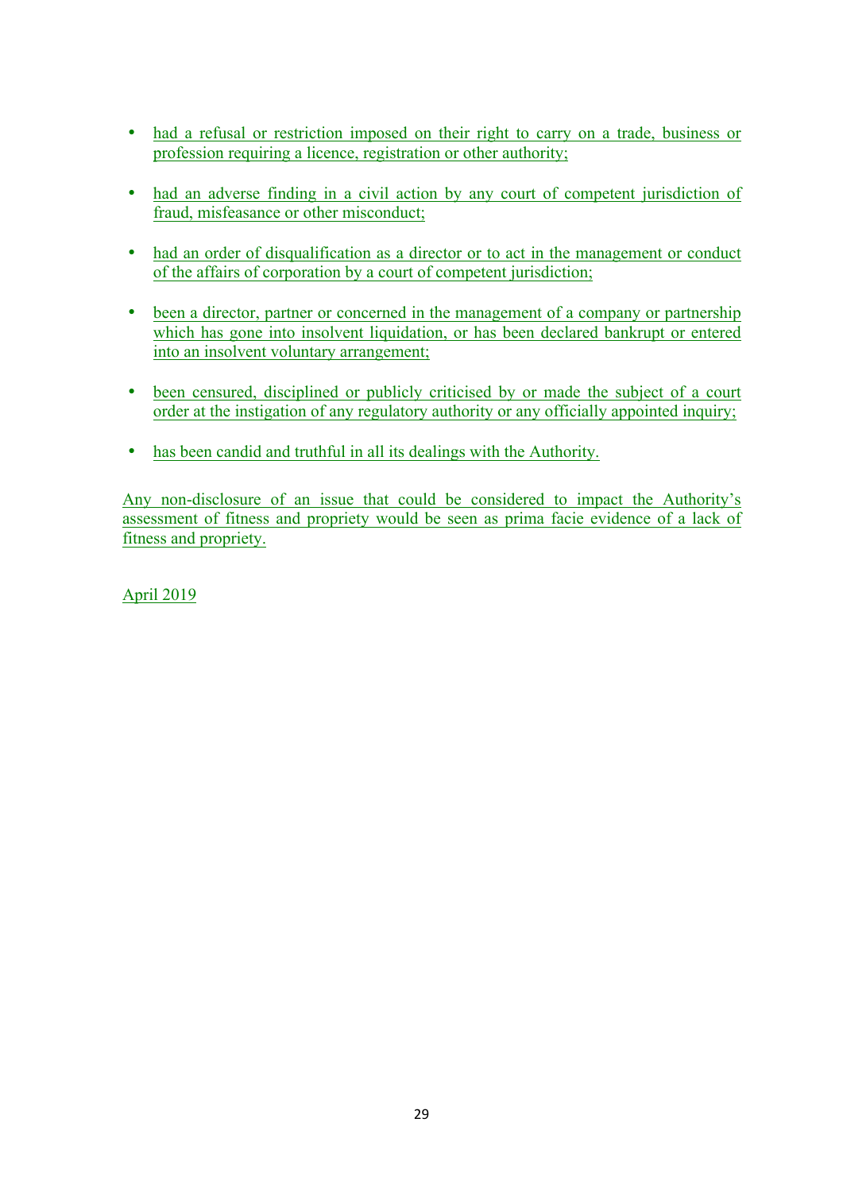- had a refusal or restriction imposed on their right to carry on a trade, business or profession requiring a licence, registration or other authority;
- had an adverse finding in a civil action by any court of competent jurisdiction of fraud, misfeasance or other misconduct;
- had an order of disqualification as a director or to act in the management or conduct of the affairs of corporation by a court of competent jurisdiction;
- been a director, partner or concerned in the management of a company or partnership which has gone into insolvent liquidation, or has been declared bankrupt or entered into an insolvent voluntary arrangement;
- been censured, disciplined or publicly criticised by or made the subject of a court order at the instigation of any regulatory authority or any officially appointed inquiry;
- has been candid and truthful in all its dealings with the Authority.

Any non-disclosure of an issue that could be considered to impact the Authority's assessment of fitness and propriety would be seen as prima facie evidence of a lack of fitness and propriety.

April 2019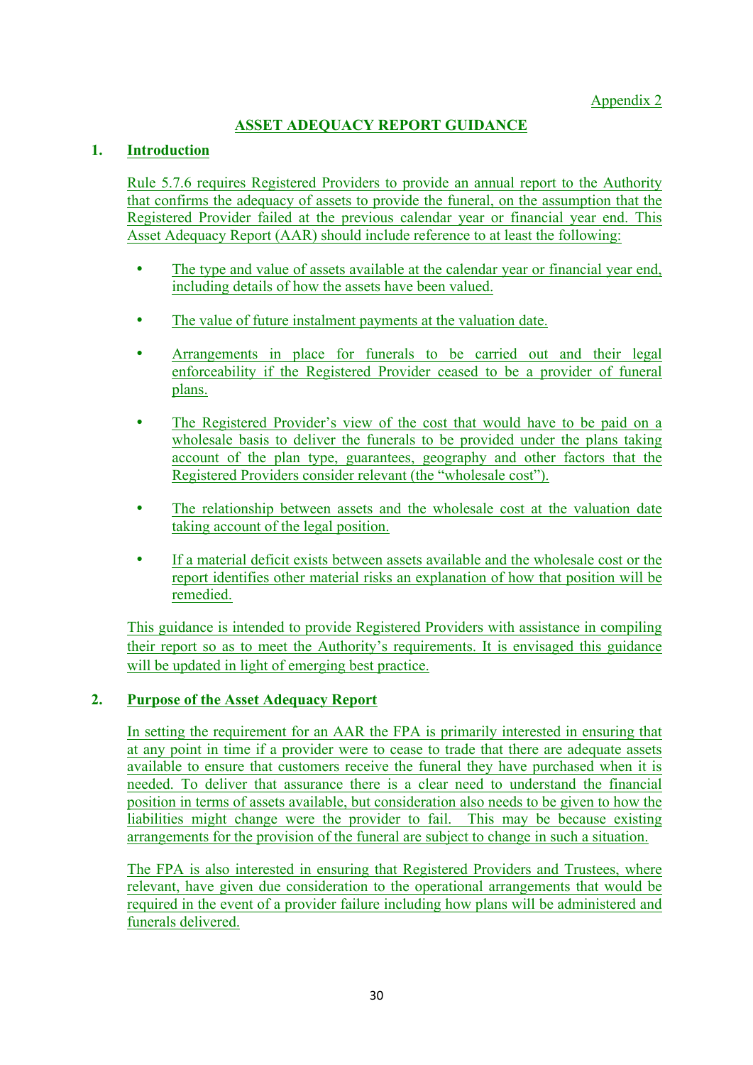Appendix 2

# ASSET ADEQUACY REPORT GUIDANCE

## 1. Introduction

Rule 5.7.6 requires Registered Providers to provide an annual report to the Authority that confirms the adequacy of assets to provide the funeral, on the assumption that the Registered Provider failed at the previous calendar year or financial year end. This Asset Adequacy Report (AAR) should include reference to at least the following:

- The type and value of assets available at the calendar year or financial year end, including details of how the assets have been valued.
- The value of future instalment payments at the valuation date.
- Arrangements in place for funerals to be carried out and their legal enforceability if the Registered Provider ceased to be a provider of funeral plans.
- The Registered Provider's view of the cost that would have to be paid on a wholesale basis to deliver the funerals to be provided under the plans taking account of the plan type, guarantees, geography and other factors that the Registered Providers consider relevant (the "wholesale cost").
- The relationship between assets and the wholesale cost at the valuation date taking account of the legal position.
- If a material deficit exists between assets available and the wholesale cost or the report identifies other material risks an explanation of how that position will be remedied.

This guidance is intended to provide Registered Providers with assistance in compiling their report so as to meet the Authority's requirements. It is envisaged this guidance will be updated in light of emerging best practice.

## 2. Purpose of the Asset Adequacy Report

In setting the requirement for an AAR the FPA is primarily interested in ensuring that at any point in time if a provider were to cease to trade that there are adequate assets available to ensure that customers receive the funeral they have purchased when it is needed. To deliver that assurance there is a clear need to understand the financial position in terms of assets available, but consideration also needs to be given to how the liabilities might change were the provider to fail. This may be because existing arrangements for the provision of the funeral are subject to change in such a situation.

The FPA is also interested in ensuring that Registered Providers and Trustees, where relevant, have given due consideration to the operational arrangements that would be required in the event of a provider failure including how plans will be administered and funerals delivered.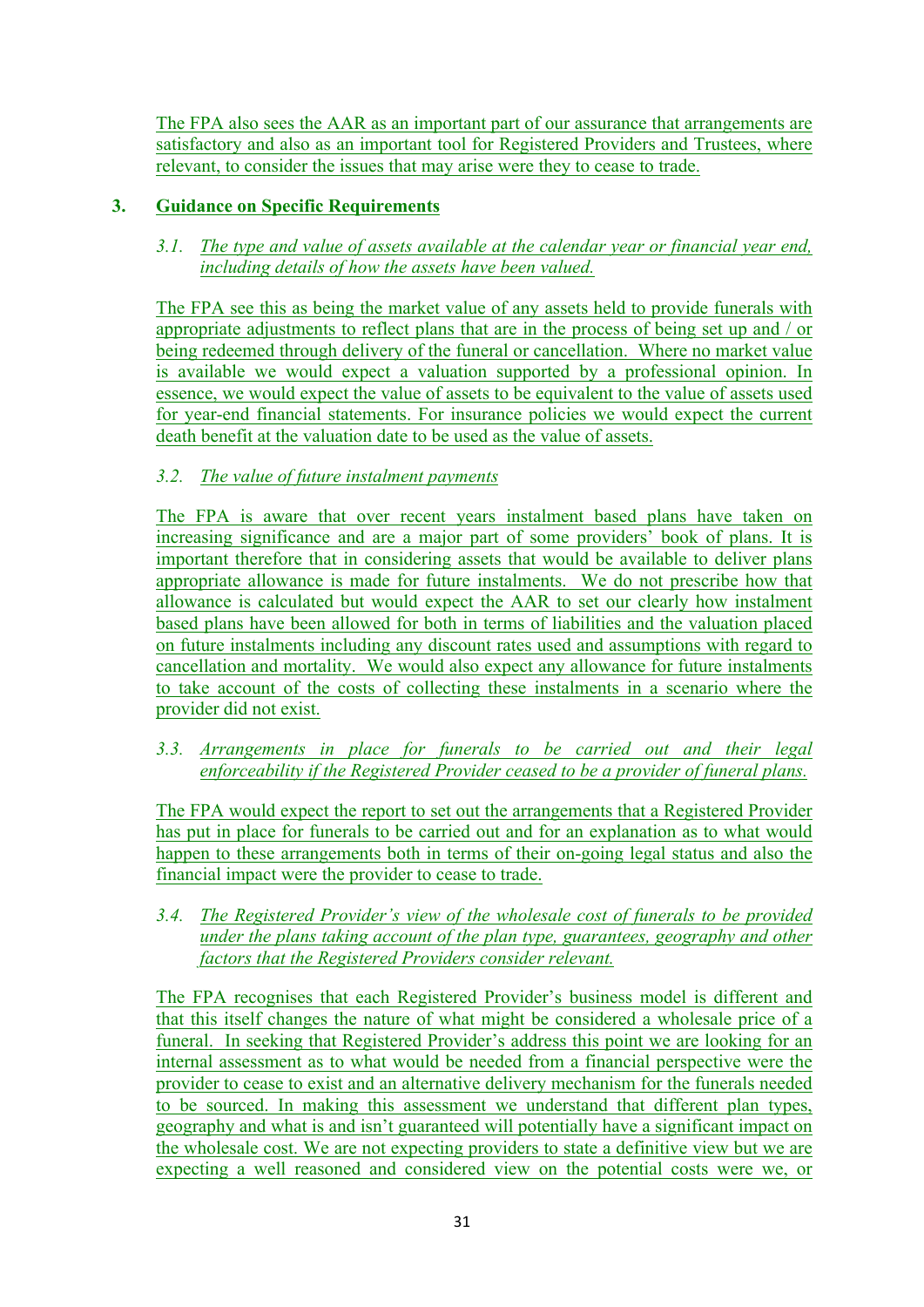The FPA also sees the AAR as an important part of our assurance that arrangements are satisfactory and also as an important tool for Registered Providers and Trustees, where relevant, to consider the issues that may arise were they to cease to trade.

## 3. Guidance on Specific Requirements

### *3.1. The type and value of assets available at the calendar year or financial year end, including details of how the assets have been valued.*

The FPA see this as being the market value of any assets held to provide funerals with appropriate adjustments to reflect plans that are in the process of being set up and / or being redeemed through delivery of the funeral or cancellation. Where no market value is available we would expect a valuation supported by a professional opinion. In essence, we would expect the value of assets to be equivalent to the value of assets used for year-end financial statements. For insurance policies we would expect the current death benefit at the valuation date to be used as the value of assets.

### *3.2. The value of future instalment payments*

The FPA is aware that over recent years instalment based plans have taken on increasing significance and are a major part of some providers' book of plans. It is important therefore that in considering assets that would be available to deliver plans appropriate allowance is made for future instalments. We do not prescribe how that allowance is calculated but would expect the AAR to set our clearly how instalment based plans have been allowed for both in terms of liabilities and the valuation placed on future instalments including any discount rates used and assumptions with regard to cancellation and mortality. We would also expect any allowance for future instalments to take account of the costs of collecting these instalments in a scenario where the provider did not exist.

### *3.3. Arrangements in place for funerals to be carried out and their legal enforceability if the Registered Provider ceased to be a provider of funeral plans.*

The FPA would expect the report to set out the arrangements that a Registered Provider has put in place for funerals to be carried out and for an explanation as to what would happen to these arrangements both in terms of their on-going legal status and also the financial impact were the provider to cease to trade.

### *3.4. The Registered Provider's view of the wholesale cost of funerals to be provided under the plans taking account of the plan type, guarantees, geography and other factors that the Registered Providers consider relevant.*

The FPA recognises that each Registered Provider's business model is different and that this itself changes the nature of what might be considered a wholesale price of a funeral. In seeking that Registered Provider's address this point we are looking for an internal assessment as to what would be needed from a financial perspective were the provider to cease to exist and an alternative delivery mechanism for the funerals needed to be sourced. In making this assessment we understand that different plan types, geography and what is and isn't guaranteed will potentially have a significant impact on the wholesale cost. We are not expecting providers to state a definitive view but we are expecting a well reasoned and considered view on the potential costs were we, or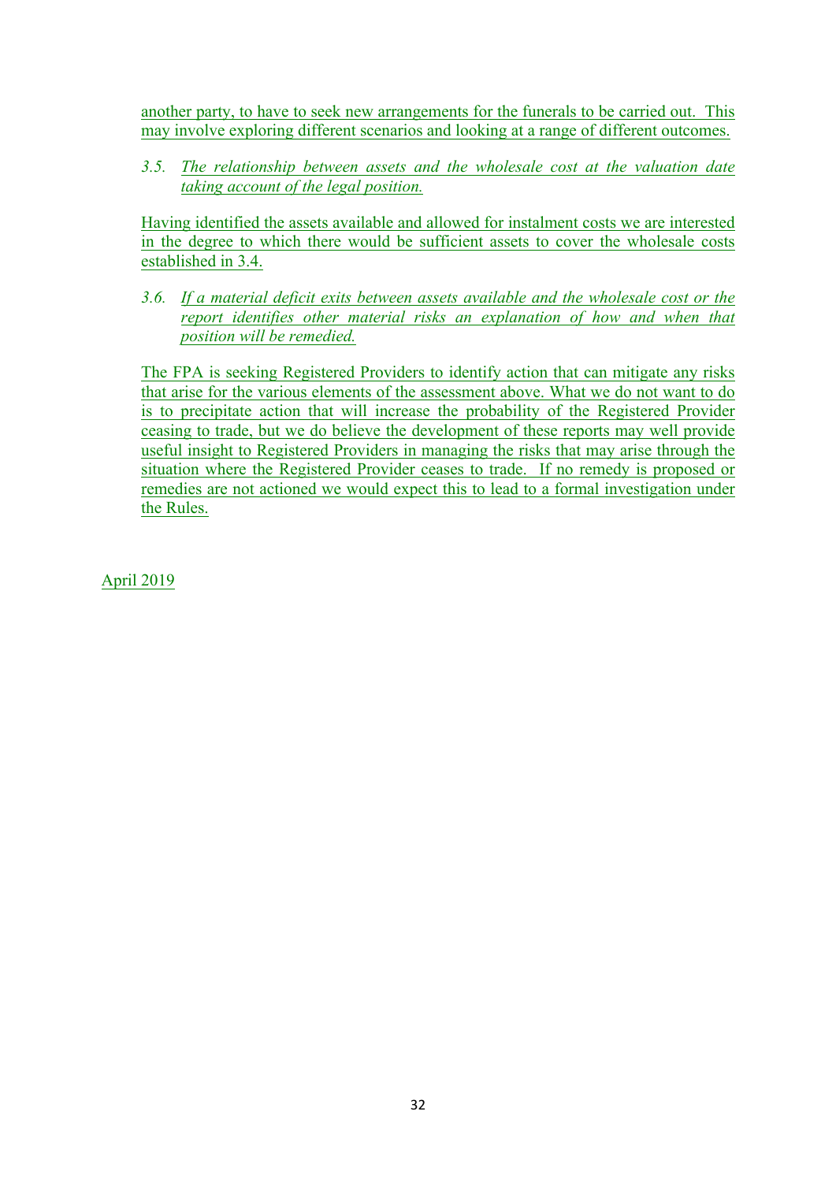another party, to have to seek new arrangements for the funerals to be carried out. This may involve exploring different scenarios and looking at a range of different outcomes.

3.5. *The relationship between assets and the wholesale cost at the valuation date taking account of the legal position.*

Having identified the assets available and allowed for instalment costs we are interested in the degree to which there would be sufficient assets to cover the wholesale costs established in 3.4.

3.6. *If a material deficit exits between assets available and the wholesale cost or the report identifies other material risks an explanation of how and when that position will be remedied.*

The FPA is seeking Registered Providers to identify action that can mitigate any risks that arise for the various elements of the assessment above. What we do not want to do is to precipitate action that will increase the probability of the Registered Provider ceasing to trade, but we do believe the development of these reports may well provide useful insight to Registered Providers in managing the risks that may arise through the situation where the Registered Provider ceases to trade. If no remedy is proposed or remedies are not actioned we would expect this to lead to a formal investigation under the Rules.

April 2019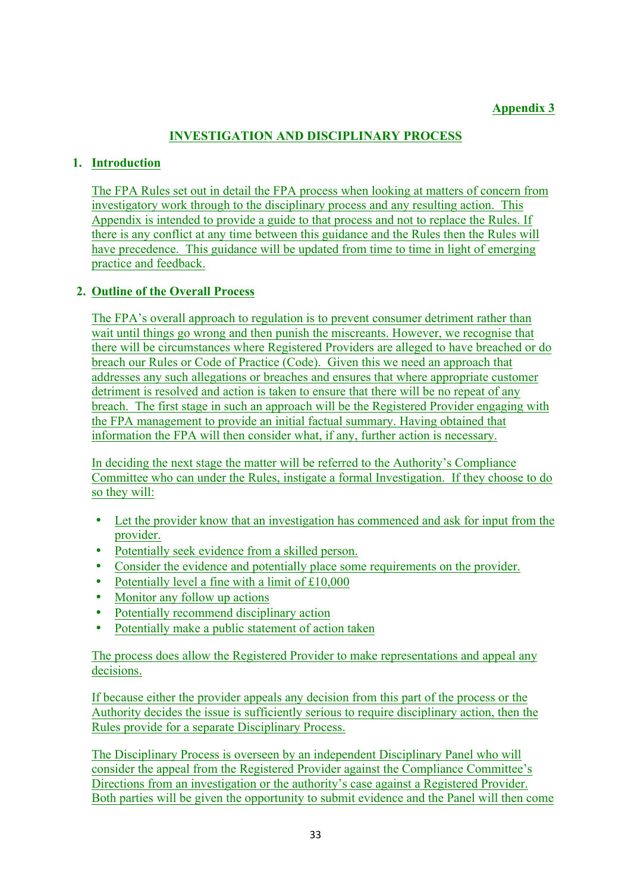**Appendix 3**

## INVESTIGATION AND DISCIPLINARY PROCESS

### 1. Introduction

The FPA Rules set out in detail the FPA process when looking at matters of concern from investigatory work through to the disciplinary process and any resulting action. This Appendix is intended to provide a guide to that process and not to replace the Rules. If there is any conflict at any time between this guidance and the Rules then the Rules will have precedence. This guidance will be updated from time to time in light of emerging practice and feedback.

### 2. Outline of the Overall Process

The FPA's overall approach to regulation is to prevent consumer detriment rather than wait until things go wrong and then punish the miscreants. However, we recognise that there will be circumstances where Registered Providers are alleged to have breached or do breach our Rules or Code of Practice (Code). Given this we need an approach that addresses any such allegations or breaches and ensures that where appropriate customer detriment is resolved and action is taken to ensure that there will be no repeat of any breach. The first stage in such an approach will be the Registered Provider engaging with the FPA management to provide an initial factual summary. Having obtained that information the FPA will then consider what, if any, further action is necessary.

In deciding the next stage the matter will be referred to the Authority's Compliance Committee who can under the Rules, instigate a formal Investigation. If they choose to do so they will:

- Let the provider know that an investigation has commenced and ask for input from the provider.
- Potentially seek evidence from a skilled person.
- Consider the evidence and potentially place some requirements on the provider.
- Potentially level a fine with a limit of £10,000
- Monitor any follow up actions
- Potentially recommend disciplinary action
- Potentially make a public statement of action taken

The process does allow the Registered Provider to make representations and appeal any decisions.

If because either the provider appeals any decision from this part of the process or the Authority decides the issue is sufficiently serious to require disciplinary action, then the Rules provide for a separate Disciplinary Process.

The Disciplinary Process is overseen by an independent Disciplinary Panel who will consider the appeal from the Registered Provider against the Compliance Committee's Directions from an investigation or the authority's case against a Registered Provider. Both parties will be given the opportunity to submit evidence and the Panel will then come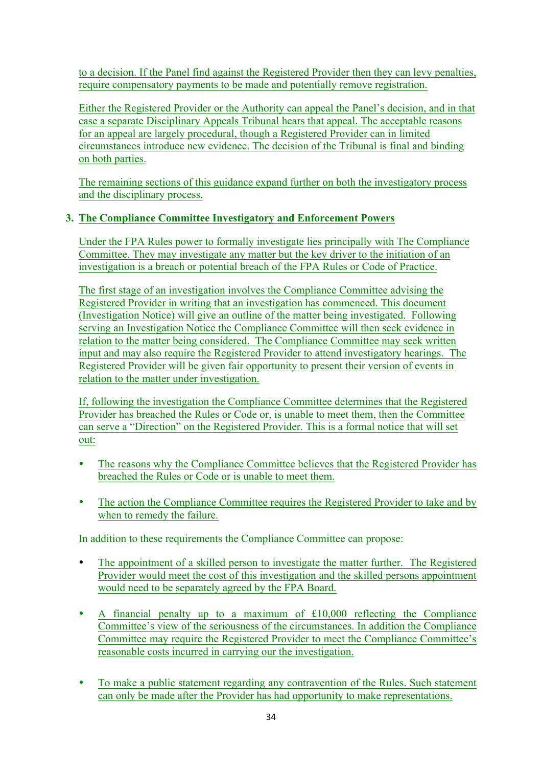to a decision. If the Panel find against the Registered Provider then they can levy penalties, require compensatory payments to be made and potentially remove registration.

Either the Registered Provider or the Authority can appeal the Panel's decision, and in that case a separate Disciplinary Appeals Tribunal hears that appeal. The acceptable reasons for an appeal are largely procedural, though a Registered Provider can in limited circumstances introduce new evidence. The decision of the Tribunal is final and binding on both parties.

The remaining sections of this guidance expand further on both the investigatory process and the disciplinary process.

## 3. The Compliance Committee Investigatory and Enforcement Powers

Under the FPA Rules power to formally investigate lies principally with The Compliance Committee. They may investigate any matter but the key driver to the initiation of an investigation is a breach or potential breach of the FPA Rules or Code of Practice.

The first stage of an investigation involves the Compliance Committee advising the Registered Provider in writing that an investigation has commenced. This document (Investigation Notice) will give an outline of the matter being investigated. Following serving an Investigation Notice the Compliance Committee will then seek evidence in relation to the matter being considered. The Compliance Committee may seek written input and may also require the Registered Provider to attend investigatory hearings. The Registered Provider will be given fair opportunity to present their version of events in relation to the matter under investigation.

If, following the investigation the Compliance Committee determines that the Registered Provider has breached the Rules or Code or, is unable to meet them, then the Committee can serve a "Direction" on the Registered Provider. This is a formal notice that will set out:

- The reasons why the Compliance Committee believes that the Registered Provider has breached the Rules or Code or is unable to meet them.
- The action the Compliance Committee requires the Registered Provider to take and by when to remedy the failure.

In addition to these requirements the Compliance Committee can propose:

- The appointment of a skilled person to investigate the matter further. The Registered Provider would meet the cost of this investigation and the skilled persons appointment would need to be separately agreed by the FPA Board.
- A financial penalty up to a maximum of £10,000 reflecting the Compliance Committee's view of the seriousness of the circumstances. In addition the Compliance Committee may require the Registered Provider to meet the Compliance Committee's reasonable costs incurred in carrying our the investigation.
- To make a public statement regarding any contravention of the Rules. Such statement can only be made after the Provider has had opportunity to make representations.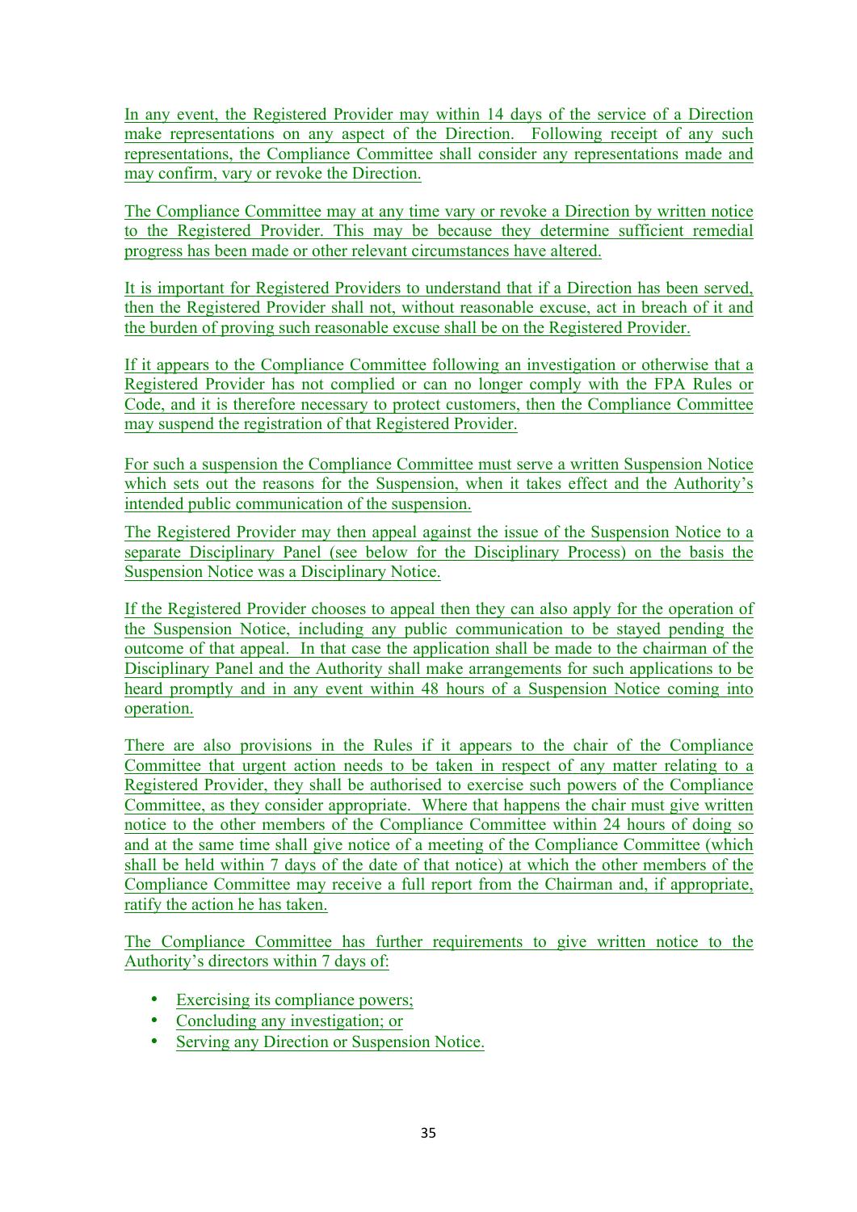In any event, the Registered Provider may within 14 days of the service of a Direction make representations on any aspect of the Direction. Following receipt of any such representations, the Compliance Committee shall consider any representations made and may confirm, vary or revoke the Direction.

The Compliance Committee may at any time vary or revoke a Direction by written notice to the Registered Provider. This may be because they determine sufficient remedial progress has been made or other relevant circumstances have altered.

It is important for Registered Providers to understand that if a Direction has been served, then the Registered Provider shall not, without reasonable excuse, act in breach of it and the burden of proving such reasonable excuse shall be on the Registered Provider.

If it appears to the Compliance Committee following an investigation or otherwise that a Registered Provider has not complied or can no longer comply with the FPA Rules or Code, and it is therefore necessary to protect customers, then the Compliance Committee may suspend the registration of that Registered Provider.

For such a suspension the Compliance Committee must serve a written Suspension Notice which sets out the reasons for the Suspension, when it takes effect and the Authority's intended public communication of the suspension.

The Registered Provider may then appeal against the issue of the Suspension Notice to a separate Disciplinary Panel (see below for the Disciplinary Process) on the basis the Suspension Notice was a Disciplinary Notice.

If the Registered Provider chooses to appeal then they can also apply for the operation of the Suspension Notice, including any public communication to be stayed pending the outcome of that appeal. In that case the application shall be made to the chairman of the Disciplinary Panel and the Authority shall make arrangements for such applications to be heard promptly and in any event within 48 hours of a Suspension Notice coming into operation.

There are also provisions in the Rules if it appears to the chair of the Compliance Committee that urgent action needs to be taken in respect of any matter relating to a Registered Provider, they shall be authorised to exercise such powers of the Compliance Committee, as they consider appropriate. Where that happens the chair must give written notice to the other members of the Compliance Committee within 24 hours of doing so and at the same time shall give notice of a meeting of the Compliance Committee (which shall be held within 7 days of the date of that notice) at which the other members of the Compliance Committee may receive a full report from the Chairman and, if appropriate, ratify the action he has taken.

The Compliance Committee has further requirements to give written notice to the Authority's directors within 7 days of:

- Exercising its compliance powers;
- Concluding any investigation; or
- Serving any Direction or Suspension Notice.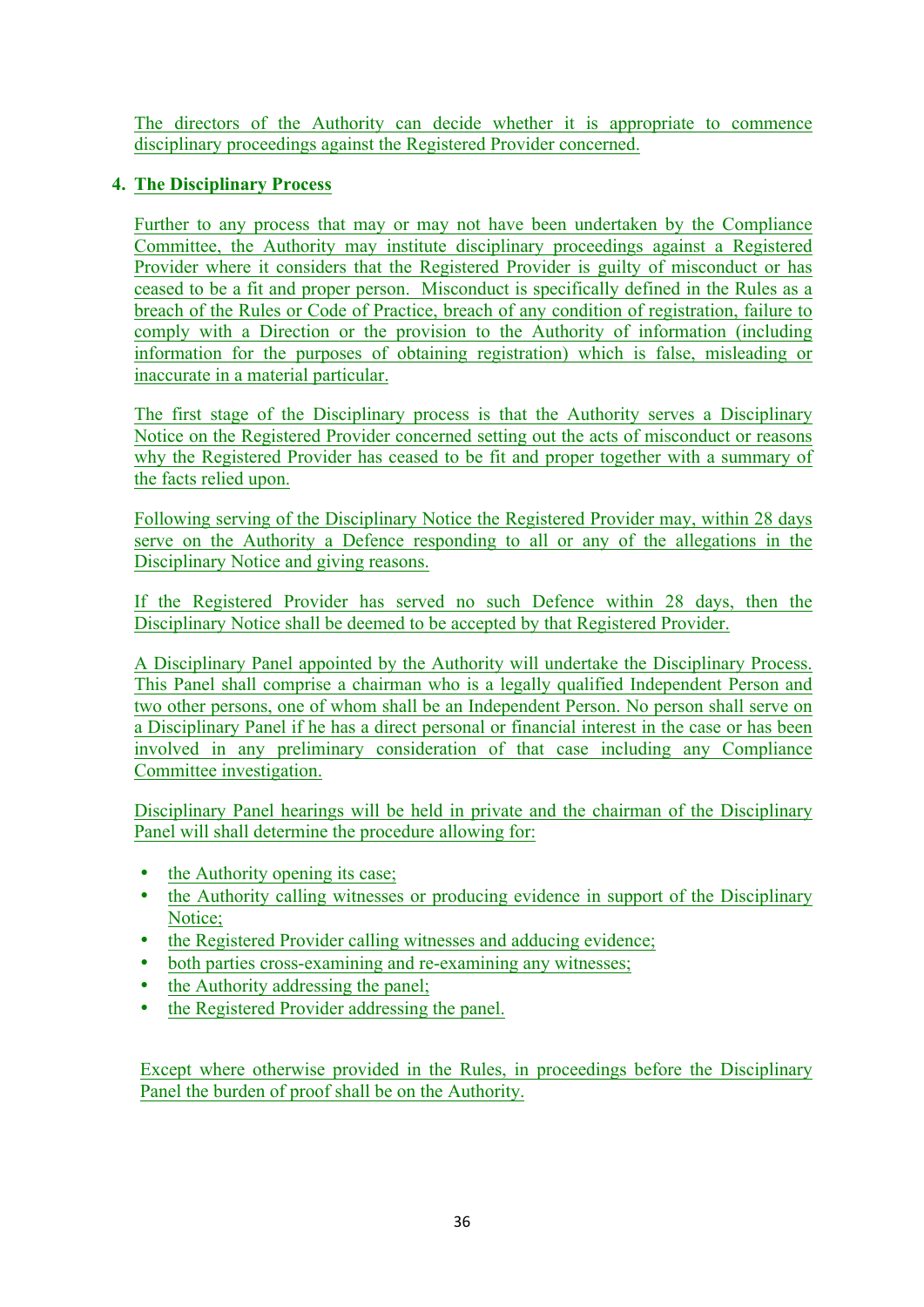The directors of the Authority can decide whether it is appropriate to commence disciplinary proceedings against the Registered Provider concerned.

## 4. The Disciplinary Process

Further to any process that may or may not have been undertaken by the Compliance Committee, the Authority may institute disciplinary proceedings against a Registered Provider where it considers that the Registered Provider is guilty of misconduct or has ceased to be a fit and proper person. Misconduct is specifically defined in the Rules as a breach of the Rules or Code of Practice, breach of any condition of registration, failure to comply with a Direction or the provision to the Authority of information (including information for the purposes of obtaining registration) which is false, misleading or inaccurate in a material particular.

The first stage of the Disciplinary process is that the Authority serves a Disciplinary Notice on the Registered Provider concerned setting out the acts of misconduct or reasons why the Registered Provider has ceased to be fit and proper together with a summary of the facts relied upon.

Following serving of the Disciplinary Notice the Registered Provider may, within 28 days serve on the Authority a Defence responding to all or any of the allegations in the Disciplinary Notice and giving reasons.

If the Registered Provider has served no such Defence within 28 days, then the Disciplinary Notice shall be deemed to be accepted by that Registered Provider.

A Disciplinary Panel appointed by the Authority will undertake the Disciplinary Process. This Panel shall comprise a chairman who is a legally qualified Independent Person and two other persons, one of whom shall be an Independent Person. No person shall serve on a Disciplinary Panel if he has a direct personal or financial interest in the case or has been involved in any preliminary consideration of that case including any Compliance Committee investigation.

Disciplinary Panel hearings will be held in private and the chairman of the Disciplinary Panel will shall determine the procedure allowing for:

- the Authority opening its case;
- the Authority calling witnesses or producing evidence in support of the Disciplinary Notice;
- the Registered Provider calling witnesses and adducing evidence;
- both parties cross-examining and re-examining any witnesses;
- the Authority addressing the panel;
- the Registered Provider addressing the panel.

Except where otherwise provided in the Rules, in proceedings before the Disciplinary Panel the burden of proof shall be on the Authority.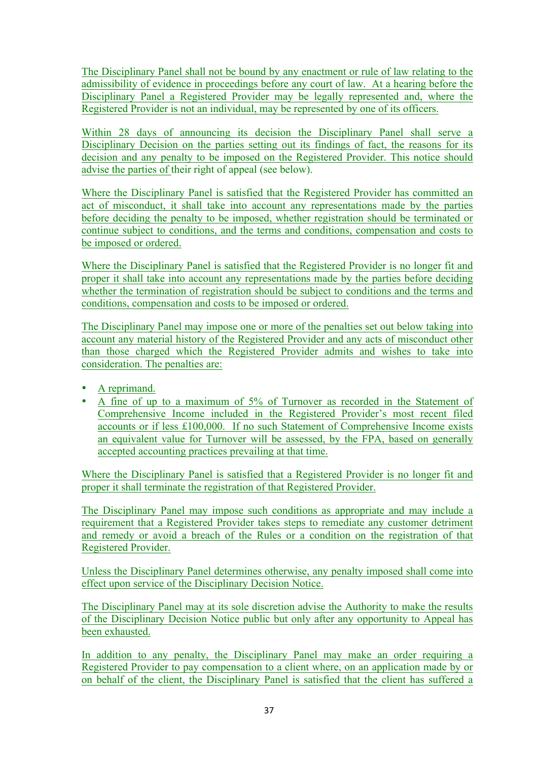The Disciplinary Panel shall not be bound by any enactment or rule of law relating to the admissibility of evidence in proceedings before any court of law. At a hearing before the Disciplinary Panel a Registered Provider may be legally represented and, where the Registered Provider is not an individual, may be represented by one of its officers.

Within 28 days of announcing its decision the Disciplinary Panel shall serve a Disciplinary Decision on the parties setting out its findings of fact, the reasons for its decision and any penalty to be imposed on the Registered Provider. This notice should advise the parties of their right of appeal (see below).

Where the Disciplinary Panel is satisfied that the Registered Provider has committed an act of misconduct, it shall take into account any representations made by the parties before deciding the penalty to be imposed, whether registration should be terminated or continue subject to conditions, and the terms and conditions, compensation and costs to be imposed or ordered.

Where the Disciplinary Panel is satisfied that the Registered Provider is no longer fit and proper it shall take into account any representations made by the parties before deciding whether the termination of registration should be subject to conditions and the terms and conditions, compensation and costs to be imposed or ordered.

The Disciplinary Panel may impose one or more of the penalties set out below taking into account any material history of the Registered Provider and any acts of misconduct other than those charged which the Registered Provider admits and wishes to take into consideration. The penalties are:

- A reprimand.
- A fine of up to a maximum of 5% of Turnover as recorded in the Statement of Comprehensive Income included in the Registered Provider's most recent filed accounts or if less £100,000. If no such Statement of Comprehensive Income exists an equivalent value for Turnover will be assessed, by the FPA, based on generally accepted accounting practices prevailing at that time.

Where the Disciplinary Panel is satisfied that a Registered Provider is no longer fit and proper it shall terminate the registration of that Registered Provider.

The Disciplinary Panel may impose such conditions as appropriate and may include a requirement that a Registered Provider takes steps to remediate any customer detriment and remedy or avoid a breach of the Rules or a condition on the registration of that Registered Provider.

Unless the Disciplinary Panel determines otherwise, any penalty imposed shall come into effect upon service of the Disciplinary Decision Notice.

The Disciplinary Panel may at its sole discretion advise the Authority to make the results of the Disciplinary Decision Notice public but only after any opportunity to Appeal has been exhausted.

In addition to any penalty, the Disciplinary Panel may make an order requiring a Registered Provider to pay compensation to a client where, on an application made by or on behalf of the client, the Disciplinary Panel is satisfied that the client has suffered a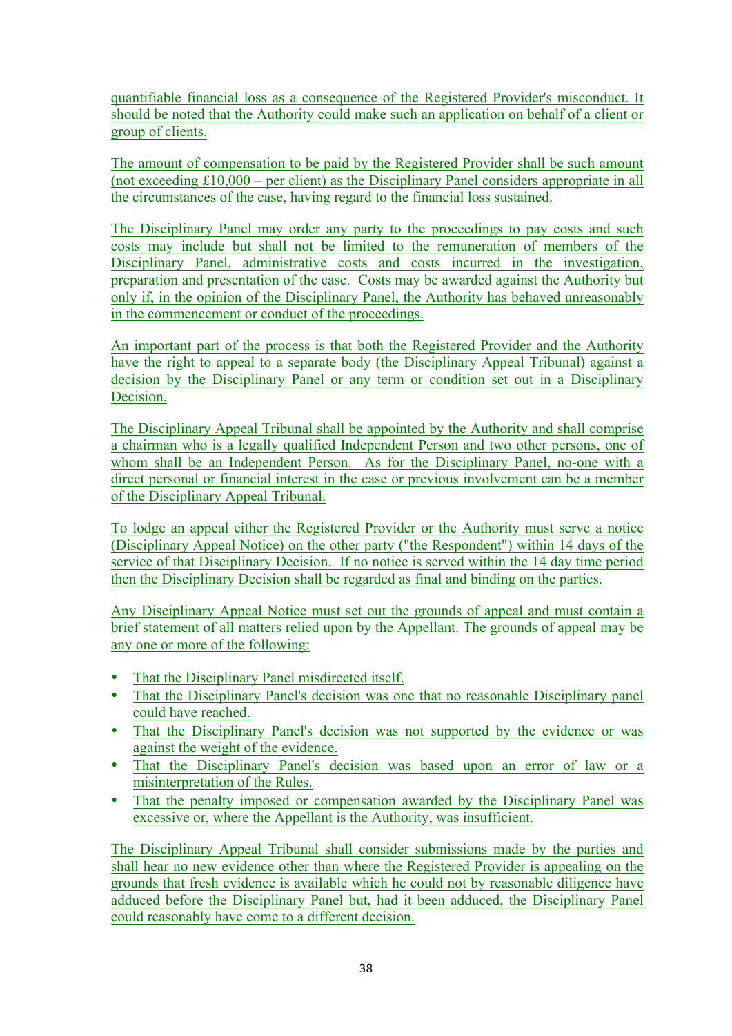quantifiable financial loss as a consequence of the Registered Provider's misconduct. It should be noted that the Authority could make such an application on behalf of a client or group of clients.

The amount of compensation to be paid by the Registered Provider shall be such amount (not exceeding £10,000 – per client) as the Disciplinary Panel considers appropriate in all the circumstances of the case, having regard to the financial loss sustained.

The Disciplinary Panel may order any party to the proceedings to pay costs and such costs may include but shall not be limited to the remuneration of members of the Disciplinary Panel, administrative costs and costs incurred in the investigation, preparation and presentation of the case. Costs may be awarded against the Authority but only if, in the opinion of the Disciplinary Panel, the Authority has behaved unreasonably in the commencement or conduct of the proceedings.

An important part of the process is that both the Registered Provider and the Authority have the right to appeal to a separate body (the Disciplinary Appeal Tribunal) against a decision by the Disciplinary Panel or any term or condition set out in a Disciplinary Decision.

The Disciplinary Appeal Tribunal shall be appointed by the Authority and shall comprise a chairman who is a legally qualified Independent Person and two other persons, one of whom shall be an Independent Person. As for the Disciplinary Panel, no-one with a direct personal or financial interest in the case or previous involvement can be a member of the Disciplinary Appeal Tribunal.

To lodge an appeal either the Registered Provider or the Authority must serve a notice (Disciplinary Appeal Notice) on the other party ("the Respondent") within 14 days of the service of that Disciplinary Decision. If no notice is served within the 14 day time period then the Disciplinary Decision shall be regarded as final and binding on the parties.

Any Disciplinary Appeal Notice must set out the grounds of appeal and must contain a brief statement of all matters relied upon by the Appellant. The grounds of appeal may be any one or more of the following:

- That the Disciplinary Panel misdirected itself.
- That the Disciplinary Panel's decision was one that no reasonable Disciplinary panel could have reached.
- That the Disciplinary Panel's decision was not supported by the evidence or was against the weight of the evidence.
- That the Disciplinary Panel's decision was based upon an error of law or a misinterpretation of the Rules.
- That the penalty imposed or compensation awarded by the Disciplinary Panel was excessive or, where the Appellant is the Authority, was insufficient.

The Disciplinary Appeal Tribunal shall consider submissions made by the parties and shall hear no new evidence other than where the Registered Provider is appealing on the grounds that fresh evidence is available which he could not by reasonable diligence have adduced before the Disciplinary Panel but, had it been adduced, the Disciplinary Panel could reasonably have come to a different decision.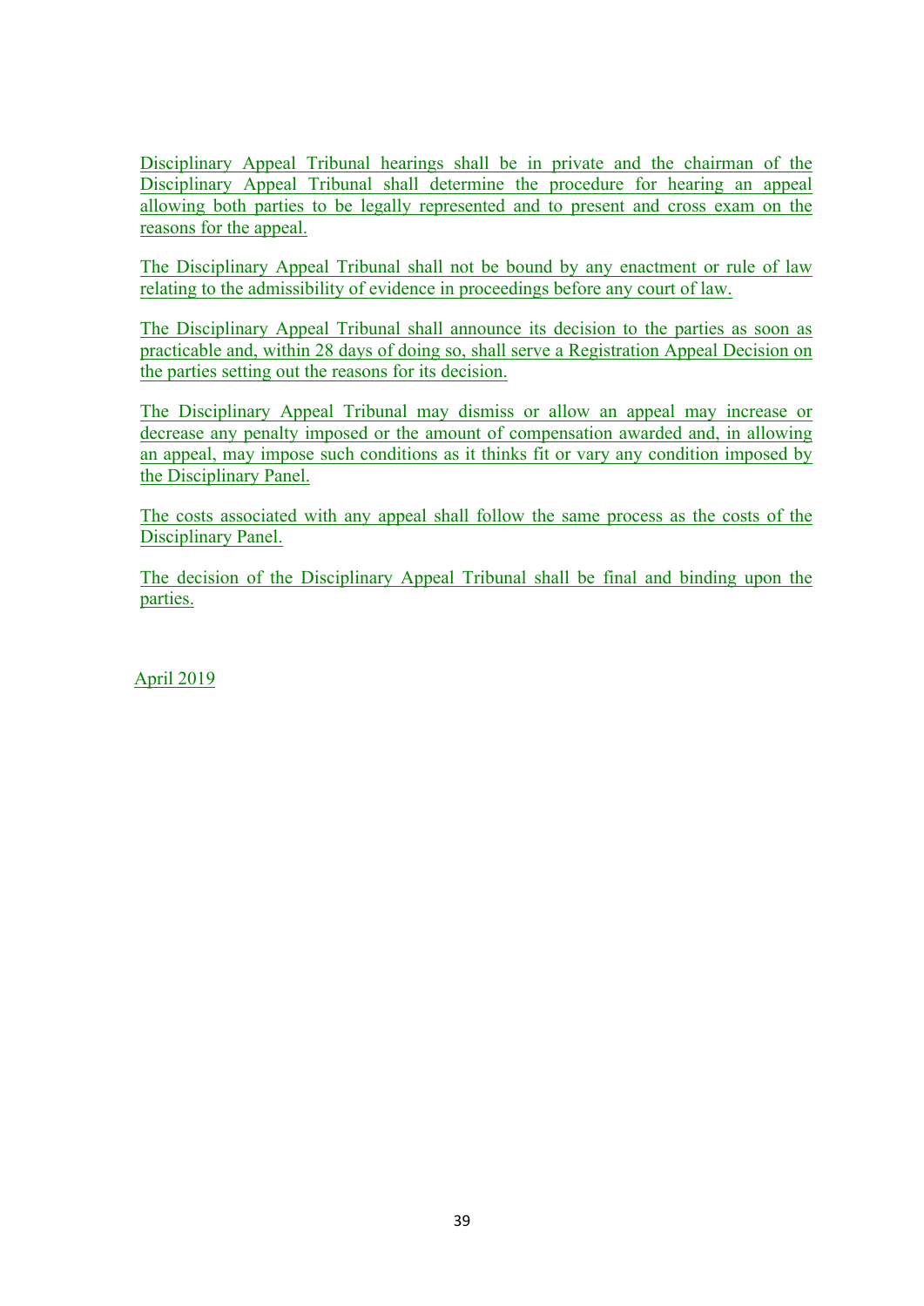Disciplinary Appeal Tribunal hearings shall be in private and the chairman of the Disciplinary Appeal Tribunal shall determine the procedure for hearing an appeal allowing both parties to be legally represented and to present and cross exam on the reasons for the appeal.

The Disciplinary Appeal Tribunal shall not be bound by any enactment or rule of law relating to the admissibility of evidence in proceedings before any court of law.

The Disciplinary Appeal Tribunal shall announce its decision to the parties as soon as practicable and, within 28 days of doing so, shall serve a Registration Appeal Decision on the parties setting out the reasons for its decision.

The Disciplinary Appeal Tribunal may dismiss or allow an appeal may increase or decrease any penalty imposed or the amount of compensation awarded and, in allowing an appeal, may impose such conditions as it thinks fit or vary any condition imposed by the Disciplinary Panel.

The costs associated with any appeal shall follow the same process as the costs of the Disciplinary Panel.

The decision of the Disciplinary Appeal Tribunal shall be final and binding upon the parties.

April 2019